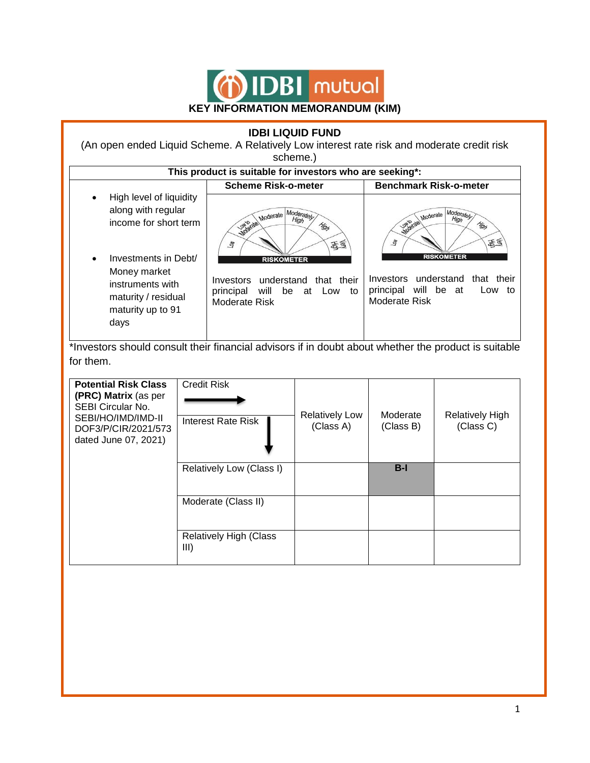# KEY INFORMATION MEMORANDUM (KIM)

## IDBI LIQUID FUND

(An open ended Liquid Scheme. A Relatively Low interest rate risk and moderate credit risk scheme.)

| This product is suitable for investors who are seeking*: | Scheme Risk-o-meter | Benchmark Risk-o-meter |
|---|---|---|
| • High level of liquidity along with regular income for short term<br>• Investments in Debt/ Money market instruments with maturity / residual maturity up to 91 days | RISKOMETER<br>Investors understand that their principal will be at Low to Moderate Risk | RISKOMETER<br>Investors understand that their principal will be at Low to Moderate Risk |

*Investors should consult their financial advisors if in doubt about whether the product is suitable for them.

| **Potential Risk Class (PRC) Matrix** (as per SEBI Circular No. SEBI/HO/IMD/IMD-II DOF3/P/CIR/2021/573 dated June 07, 2021) | Credit Risk → / Interest Rate Risk ↓ | Relatively Low (Class A) | Moderate (Class B) | Relatively High (Class C) |
|---|---|---|---|---|
| | Relatively Low (Class I) | | **B-I** | |
| | Moderate (Class II) | | | |
| | Relatively High (Class III) | | | |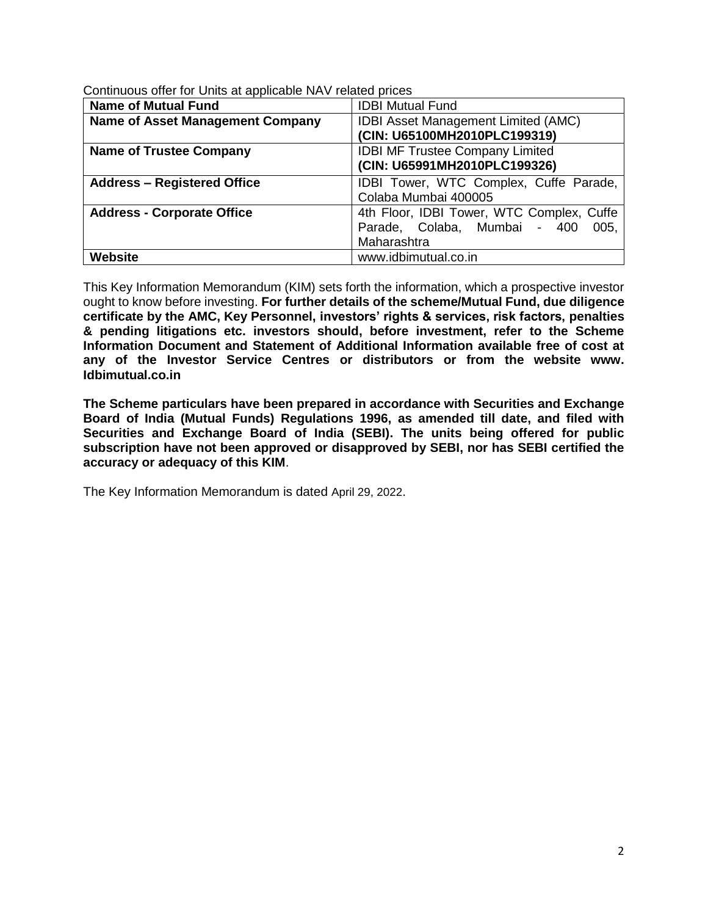Continuous offer for Units at applicable NAV related prices

| Name of Mutual Fund | IDBI Mutual Fund |
|---|---|
| **Name of Asset Management Company** | IDBI Asset Management Limited (AMC) **(CIN: U65100MH2010PLC199319)** |
| **Name of Trustee Company** | IDBI MF Trustee Company Limited **(CIN: U65991MH2010PLC199326)** |
| **Address – Registered Office** | IDBI Tower, WTC Complex, Cuffe Parade, Colaba Mumbai 400005 |
| **Address - Corporate Office** | 4th Floor, IDBI Tower, WTC Complex, Cuffe Parade, Colaba, Mumbai - 400 005, Maharashtra |
| **Website** | www.idbimutual.co.in |

This Key Information Memorandum (KIM) sets forth the information, which a prospective investor ought to know before investing. **For further details of the scheme/Mutual Fund, due diligence certificate by the AMC, Key Personnel, investors' rights & services, risk factors, penalties & pending litigations etc. investors should, before investment, refer to the Scheme Information Document and Statement of Additional Information available free of cost at any of the Investor Service Centres or distributors or from the website www. Idbimutual.co.in**

**The Scheme particulars have been prepared in accordance with Securities and Exchange Board of India (Mutual Funds) Regulations 1996, as amended till date, and filed with Securities and Exchange Board of India (SEBI). The units being offered for public subscription have not been approved or disapproved by SEBI, nor has SEBI certified the accuracy or adequacy of this KIM**.

The Key Information Memorandum is dated April 29, 2022.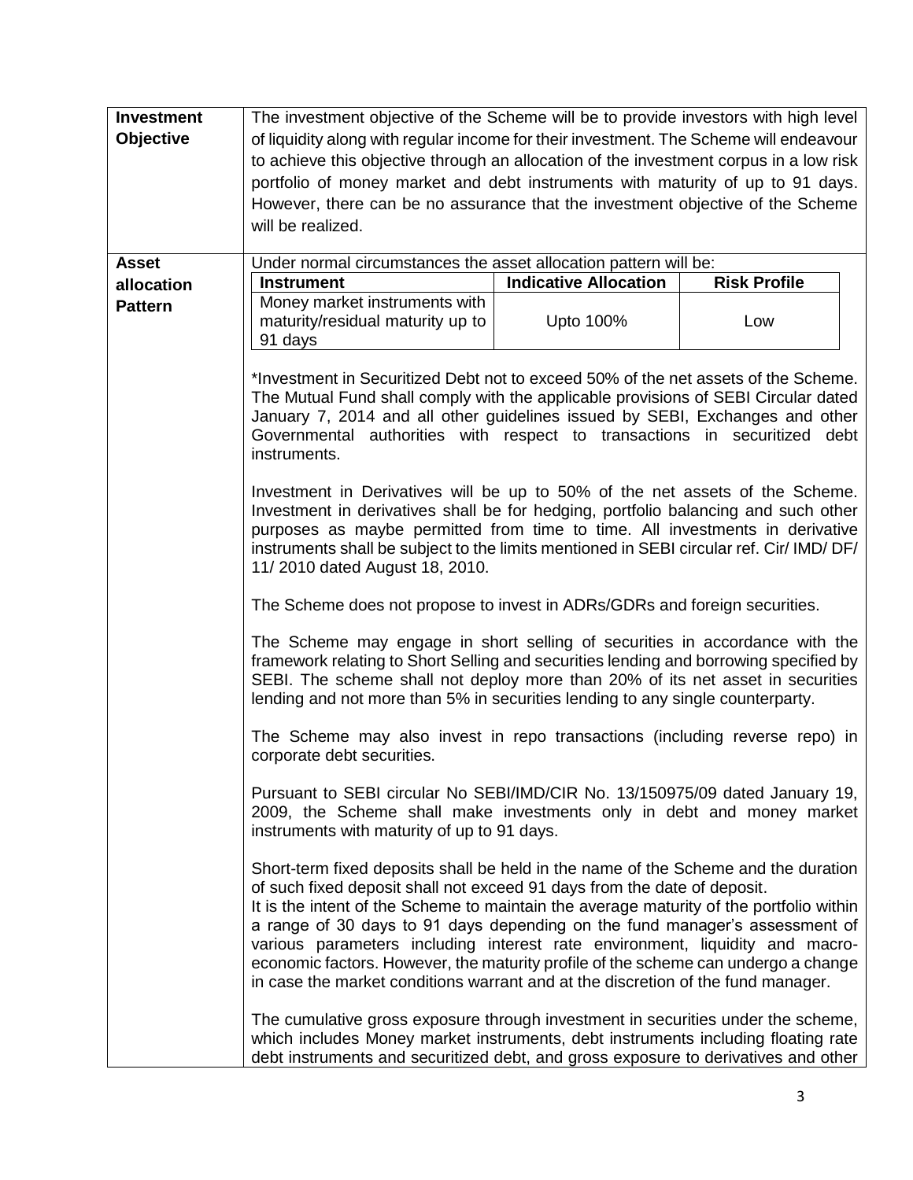**Investment Objective**

The investment objective of the Scheme will be to provide investors with high level of liquidity along with regular income for their investment. The Scheme will endeavour to achieve this objective through an allocation of the investment corpus in a low risk portfolio of money market and debt instruments with maturity of up to 91 days. However, there can be no assurance that the investment objective of the Scheme will be realized.

**Asset allocation Pattern**

Under normal circumstances the asset allocation pattern will be:

| Instrument | Indicative Allocation | Risk Profile |
|---|---|---|
| Money market instruments with maturity/residual maturity up to 91 days | Upto 100% | Low |

*Investment in Securitized Debt not to exceed 50% of the net assets of the Scheme. The Mutual Fund shall comply with the applicable provisions of SEBI Circular dated January 7, 2014 and all other guidelines issued by SEBI, Exchanges and other Governmental authorities with respect to transactions in securitized debt instruments.

Investment in Derivatives will be up to 50% of the net assets of the Scheme. Investment in derivatives shall be for hedging, portfolio balancing and such other purposes as maybe permitted from time to time. All investments in derivative instruments shall be subject to the limits mentioned in SEBI circular ref. Cir/ IMD/ DF/ 11/ 2010 dated August 18, 2010.

The Scheme does not propose to invest in ADRs/GDRs and foreign securities.

The Scheme may engage in short selling of securities in accordance with the framework relating to Short Selling and securities lending and borrowing specified by SEBI. The scheme shall not deploy more than 20% of its net asset in securities lending and not more than 5% in securities lending to any single counterparty.

The Scheme may also invest in repo transactions (including reverse repo) in corporate debt securities.

Pursuant to SEBI circular No SEBI/IMD/CIR No. 13/150975/09 dated January 19, 2009, the Scheme shall make investments only in debt and money market instruments with maturity of up to 91 days.

Short-term fixed deposits shall be held in the name of the Scheme and the duration of such fixed deposit shall not exceed 91 days from the date of deposit.
It is the intent of the Scheme to maintain the average maturity of the portfolio within a range of 30 days to 91 days depending on the fund manager's assessment of various parameters including interest rate environment, liquidity and macro-economic factors. However, the maturity profile of the scheme can undergo a change in case the market conditions warrant and at the discretion of the fund manager.

The cumulative gross exposure through investment in securities under the scheme, which includes Money market instruments, debt instruments including floating rate debt instruments and securitized debt, and gross exposure to derivatives and other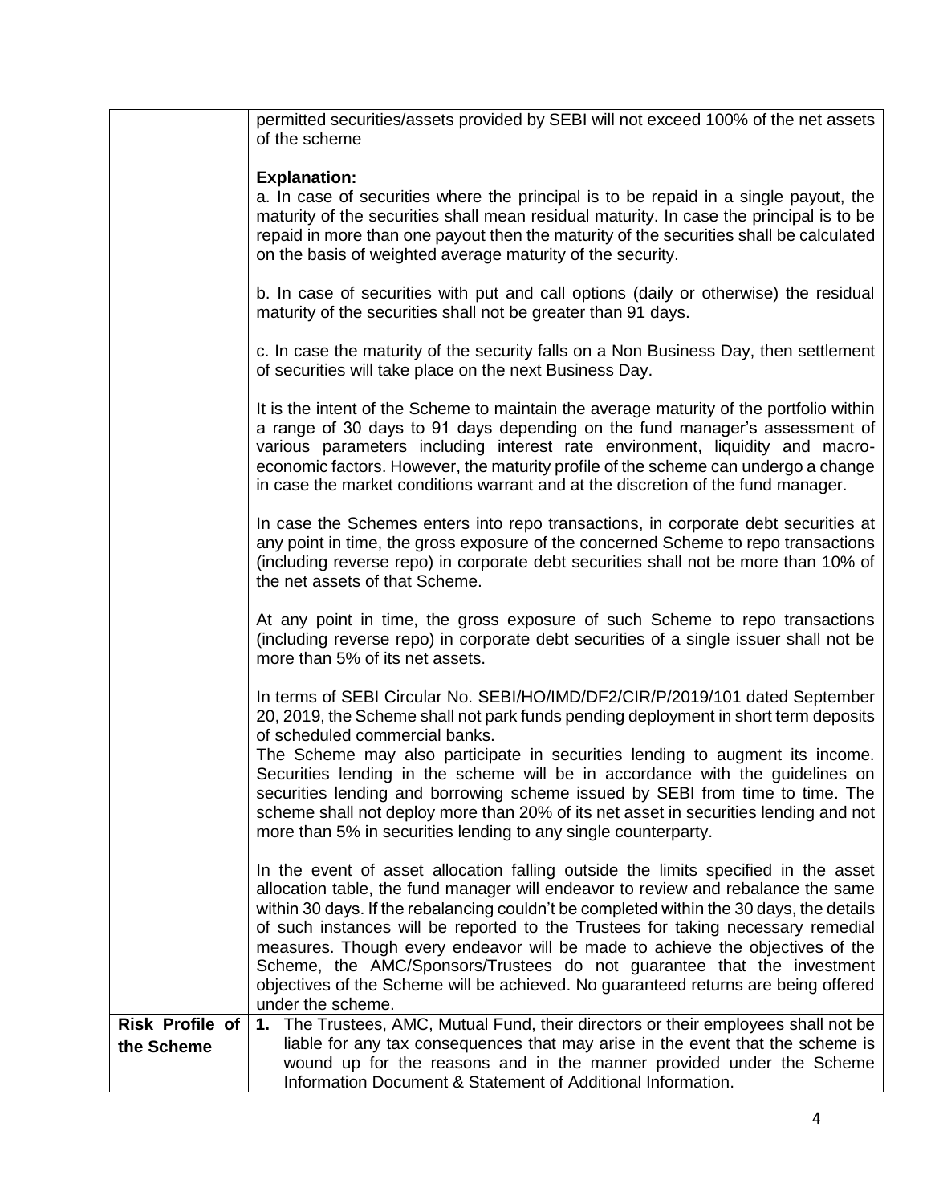| | |
|---|---|
| | permitted securities/assets provided by SEBI will not exceed 100% of the net assets of the scheme<br><br>**Explanation:**<br>a. In case of securities where the principal is to be repaid in a single payout, the maturity of the securities shall mean residual maturity. In case the principal is to be repaid in more than one payout then the maturity of the securities shall be calculated on the basis of weighted average maturity of the security.<br><br>b. In case of securities with put and call options (daily or otherwise) the residual maturity of the securities shall not be greater than 91 days.<br><br>c. In case the maturity of the security falls on a Non Business Day, then settlement of securities will take place on the next Business Day.<br><br>It is the intent of the Scheme to maintain the average maturity of the portfolio within a range of 30 days to 91 days depending on the fund manager's assessment of various parameters including interest rate environment, liquidity and macro-economic factors. However, the maturity profile of the scheme can undergo a change in case the market conditions warrant and at the discretion of the fund manager.<br><br>In case the Schemes enters into repo transactions, in corporate debt securities at any point in time, the gross exposure of the concerned Scheme to repo transactions (including reverse repo) in corporate debt securities shall not be more than 10% of the net assets of that Scheme.<br><br>At any point in time, the gross exposure of such Scheme to repo transactions (including reverse repo) in corporate debt securities of a single issuer shall not be more than 5% of its net assets.<br><br>In terms of SEBI Circular No. SEBI/HO/IMD/DF2/CIR/P/2019/101 dated September 20, 2019, the Scheme shall not park funds pending deployment in short term deposits of scheduled commercial banks.<br>The Scheme may also participate in securities lending to augment its income. Securities lending in the scheme will be in accordance with the guidelines on securities lending and borrowing scheme issued by SEBI from time to time. The scheme shall not deploy more than 20% of its net asset in securities lending and not more than 5% in securities lending to any single counterparty.<br><br>In the event of asset allocation falling outside the limits specified in the asset allocation table, the fund manager will endeavor to review and rebalance the same within 30 days. If the rebalancing couldn't be completed within the 30 days, the details of such instances will be reported to the Trustees for taking necessary remedial measures. Though every endeavor will be made to achieve the objectives of the Scheme, the AMC/Sponsors/Trustees do not guarantee that the investment objectives of the Scheme will be achieved. No guaranteed returns are being offered under the scheme. |
| **Risk Profile of the Scheme** | 1. The Trustees, AMC, Mutual Fund, their directors or their employees shall not be liable for any tax consequences that may arise in the event that the scheme is wound up for the reasons and in the manner provided under the Scheme Information Document & Statement of Additional Information. |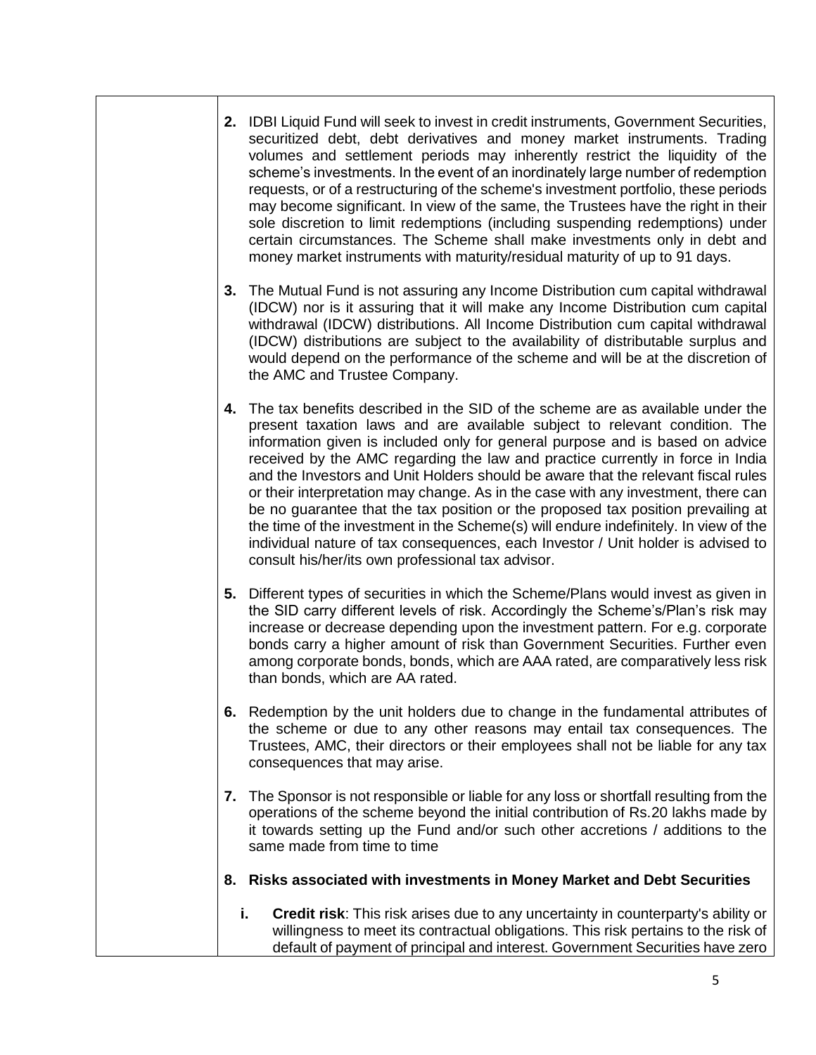2. IDBI Liquid Fund will seek to invest in credit instruments, Government Securities, securitized debt, debt derivatives and money market instruments. Trading volumes and settlement periods may inherently restrict the liquidity of the scheme's investments. In the event of an inordinately large number of redemption requests, or of a restructuring of the scheme's investment portfolio, these periods may become significant. In view of the same, the Trustees have the right in their sole discretion to limit redemptions (including suspending redemptions) under certain circumstances. The Scheme shall make investments only in debt and money market instruments with maturity/residual maturity of up to 91 days.

3. The Mutual Fund is not assuring any Income Distribution cum capital withdrawal (IDCW) nor is it assuring that it will make any Income Distribution cum capital withdrawal (IDCW) distributions. All Income Distribution cum capital withdrawal (IDCW) distributions are subject to the availability of distributable surplus and would depend on the performance of the scheme and will be at the discretion of the AMC and Trustee Company.

4. The tax benefits described in the SID of the scheme are as available under the present taxation laws and are available subject to relevant condition. The information given is included only for general purpose and is based on advice received by the AMC regarding the law and practice currently in force in India and the Investors and Unit Holders should be aware that the relevant fiscal rules or their interpretation may change. As in the case with any investment, there can be no guarantee that the tax position or the proposed tax position prevailing at the time of the investment in the Scheme(s) will endure indefinitely. In view of the individual nature of tax consequences, each Investor / Unit holder is advised to consult his/her/its own professional tax advisor.

5. Different types of securities in which the Scheme/Plans would invest as given in the SID carry different levels of risk. Accordingly the Scheme's/Plan's risk may increase or decrease depending upon the investment pattern. For e.g. corporate bonds carry a higher amount of risk than Government Securities. Further even among corporate bonds, bonds, which are AAA rated, are comparatively less risk than bonds, which are AA rated.

6. Redemption by the unit holders due to change in the fundamental attributes of the scheme or due to any other reasons may entail tax consequences. The Trustees, AMC, their directors or their employees shall not be liable for any tax consequences that may arise.

7. The Sponsor is not responsible or liable for any loss or shortfall resulting from the operations of the scheme beyond the initial contribution of Rs.20 lakhs made by it towards setting up the Fund and/or such other accretions / additions to the same made from time to time

8. **Risks associated with investments in Money Market and Debt Securities**

   i. **Credit risk**: This risk arises due to any uncertainty in counterparty's ability or willingness to meet its contractual obligations. This risk pertains to the risk of default of payment of principal and interest. Government Securities have zero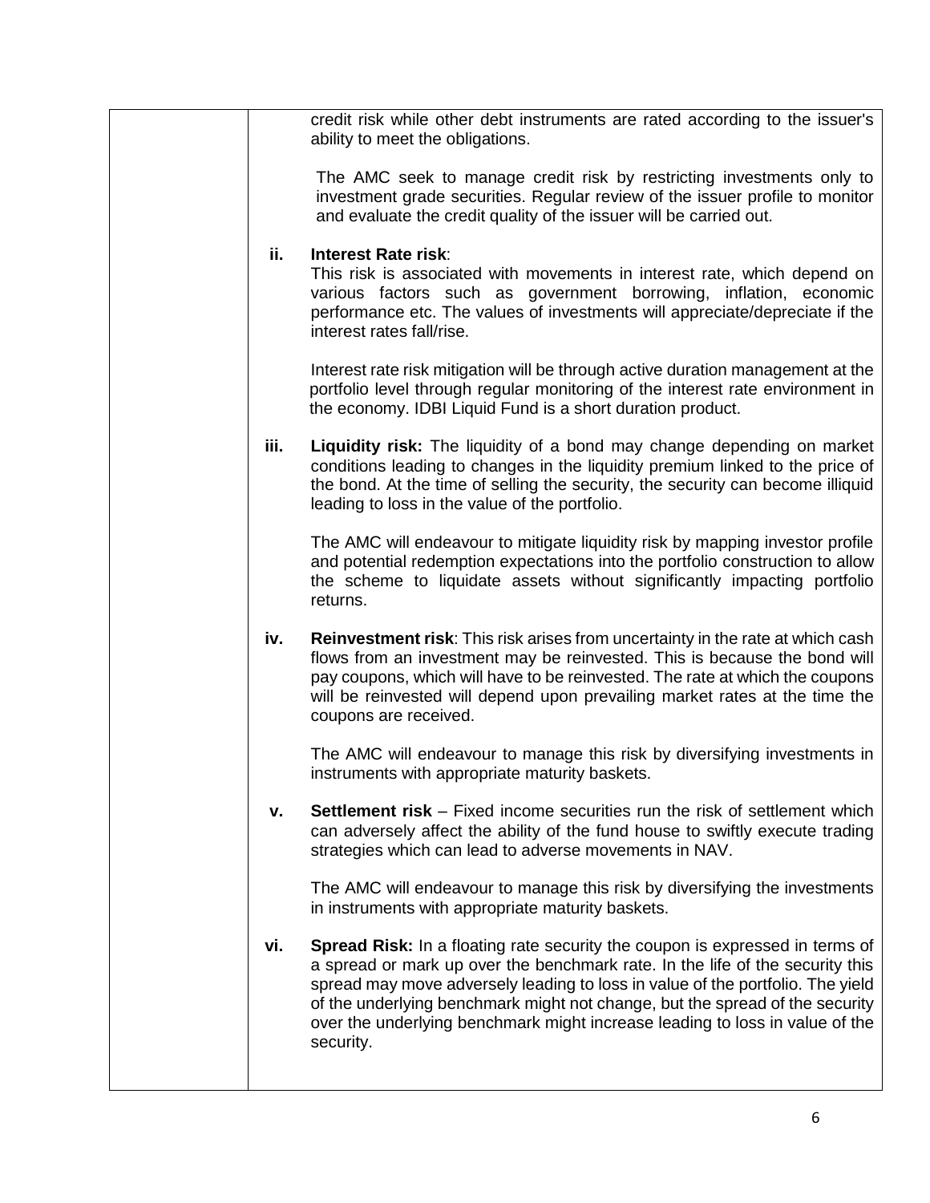| | |
|---|---|
| | credit risk while other debt instruments are rated according to the issuer's ability to meet the obligations.<br><br>The AMC seek to manage credit risk by restricting investments only to investment grade securities. Regular review of the issuer profile to monitor and evaluate the credit quality of the issuer will be carried out.<br><br>**ii. Interest Rate risk**:<br>This risk is associated with movements in interest rate, which depend on various factors such as government borrowing, inflation, economic performance etc. The values of investments will appreciate/depreciate if the interest rates fall/rise.<br><br>Interest rate risk mitigation will be through active duration management at the portfolio level through regular monitoring of the interest rate environment in the economy. IDBI Liquid Fund is a short duration product.<br><br>**iii. Liquidity risk:** The liquidity of a bond may change depending on market conditions leading to changes in the liquidity premium linked to the price of the bond. At the time of selling the security, the security can become illiquid leading to loss in the value of the portfolio.<br><br>The AMC will endeavour to mitigate liquidity risk by mapping investor profile and potential redemption expectations into the portfolio construction to allow the scheme to liquidate assets without significantly impacting portfolio returns.<br><br>**iv. Reinvestment risk**: This risk arises from uncertainty in the rate at which cash flows from an investment may be reinvested. This is because the bond will pay coupons, which will have to be reinvested. The rate at which the coupons will be reinvested will depend upon prevailing market rates at the time the coupons are received.<br><br>The AMC will endeavour to manage this risk by diversifying investments in instruments with appropriate maturity baskets.<br><br>**v. Settlement risk** – Fixed income securities run the risk of settlement which can adversely affect the ability of the fund house to swiftly execute trading strategies which can lead to adverse movements in NAV.<br><br>The AMC will endeavour to manage this risk by diversifying the investments in instruments with appropriate maturity baskets.<br><br>**vi. Spread Risk:** In a floating rate security the coupon is expressed in terms of a spread or mark up over the benchmark rate. In the life of the security this spread may move adversely leading to loss in value of the portfolio. The yield of the underlying benchmark might not change, but the spread of the security over the underlying benchmark might increase leading to loss in value of the security. |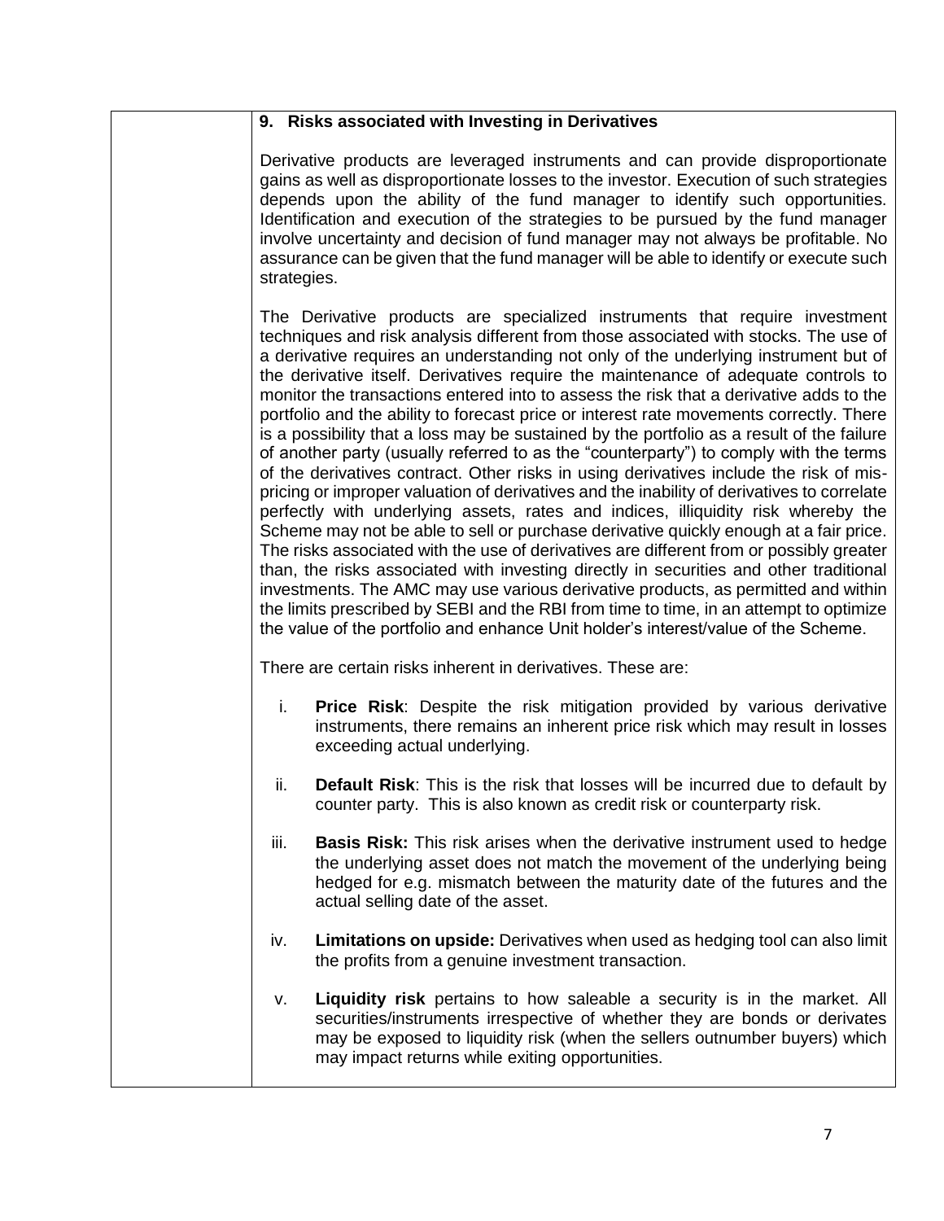## 9. Risks associated with Investing in Derivatives

Derivative products are leveraged instruments and can provide disproportionate gains as well as disproportionate losses to the investor. Execution of such strategies depends upon the ability of the fund manager to identify such opportunities. Identification and execution of the strategies to be pursued by the fund manager involve uncertainty and decision of fund manager may not always be profitable. No assurance can be given that the fund manager will be able to identify or execute such strategies.

The Derivative products are specialized instruments that require investment techniques and risk analysis different from those associated with stocks. The use of a derivative requires an understanding not only of the underlying instrument but of the derivative itself. Derivatives require the maintenance of adequate controls to monitor the transactions entered into to assess the risk that a derivative adds to the portfolio and the ability to forecast price or interest rate movements correctly. There is a possibility that a loss may be sustained by the portfolio as a result of the failure of another party (usually referred to as the "counterparty") to comply with the terms of the derivatives contract. Other risks in using derivatives include the risk of mis-pricing or improper valuation of derivatives and the inability of derivatives to correlate perfectly with underlying assets, rates and indices, illiquidity risk whereby the Scheme may not be able to sell or purchase derivative quickly enough at a fair price. The risks associated with the use of derivatives are different from or possibly greater than, the risks associated with investing directly in securities and other traditional investments. The AMC may use various derivative products, as permitted and within the limits prescribed by SEBI and the RBI from time to time, in an attempt to optimize the value of the portfolio and enhance Unit holder's interest/value of the Scheme.

There are certain risks inherent in derivatives. These are:

i. **Price Risk**: Despite the risk mitigation provided by various derivative instruments, there remains an inherent price risk which may result in losses exceeding actual underlying.

ii. **Default Risk**: This is the risk that losses will be incurred due to default by counter party. This is also known as credit risk or counterparty risk.

iii. **Basis Risk:** This risk arises when the derivative instrument used to hedge the underlying asset does not match the movement of the underlying being hedged for e.g. mismatch between the maturity date of the futures and the actual selling date of the asset.

iv. **Limitations on upside:** Derivatives when used as hedging tool can also limit the profits from a genuine investment transaction.

v. **Liquidity risk** pertains to how saleable a security is in the market. All securities/instruments irrespective of whether they are bonds or derivates may be exposed to liquidity risk (when the sellers outnumber buyers) which may impact returns while exiting opportunities.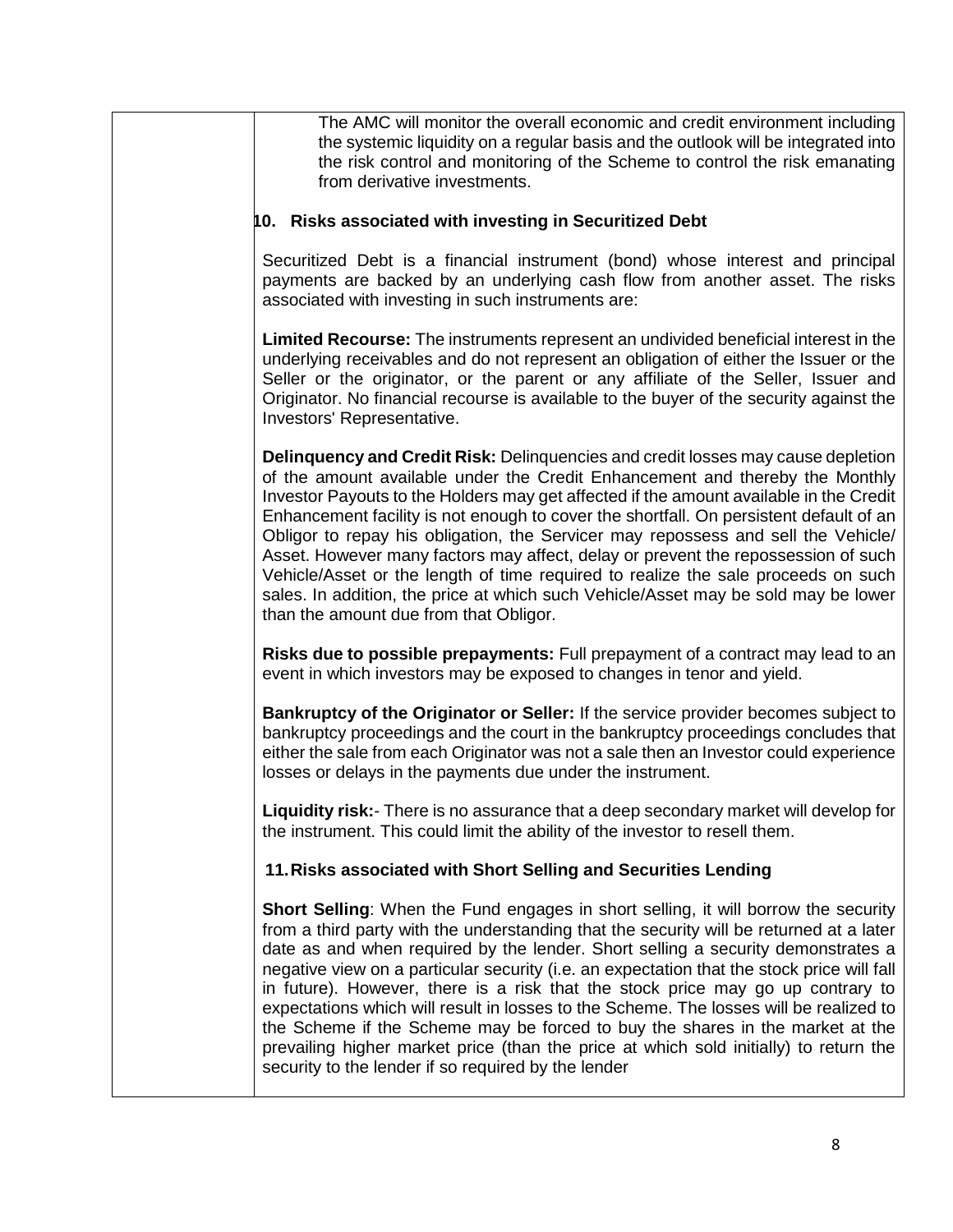The AMC will monitor the overall economic and credit environment including the systemic liquidity on a regular basis and the outlook will be integrated into the risk control and monitoring of the Scheme to control the risk emanating from derivative investments.

**10. Risks associated with investing in Securitized Debt**

Securitized Debt is a financial instrument (bond) whose interest and principal payments are backed by an underlying cash flow from another asset. The risks associated with investing in such instruments are:

**Limited Recourse:** The instruments represent an undivided beneficial interest in the underlying receivables and do not represent an obligation of either the Issuer or the Seller or the originator, or the parent or any affiliate of the Seller, Issuer and Originator. No financial recourse is available to the buyer of the security against the Investors' Representative.

**Delinquency and Credit Risk:** Delinquencies and credit losses may cause depletion of the amount available under the Credit Enhancement and thereby the Monthly Investor Payouts to the Holders may get affected if the amount available in the Credit Enhancement facility is not enough to cover the shortfall. On persistent default of an Obligor to repay his obligation, the Servicer may repossess and sell the Vehicle/ Asset. However many factors may affect, delay or prevent the repossession of such Vehicle/Asset or the length of time required to realize the sale proceeds on such sales. In addition, the price at which such Vehicle/Asset may be sold may be lower than the amount due from that Obligor.

**Risks due to possible prepayments:** Full prepayment of a contract may lead to an event in which investors may be exposed to changes in tenor and yield.

**Bankruptcy of the Originator or Seller:** If the service provider becomes subject to bankruptcy proceedings and the court in the bankruptcy proceedings concludes that either the sale from each Originator was not a sale then an Investor could experience losses or delays in the payments due under the instrument.

**Liquidity risk:**- There is no assurance that a deep secondary market will develop for the instrument. This could limit the ability of the investor to resell them.

**11. Risks associated with Short Selling and Securities Lending**

**Short Selling**: When the Fund engages in short selling, it will borrow the security from a third party with the understanding that the security will be returned at a later date as and when required by the lender. Short selling a security demonstrates a negative view on a particular security (i.e. an expectation that the stock price will fall in future). However, there is a risk that the stock price may go up contrary to expectations which will result in losses to the Scheme. The losses will be realized to the Scheme if the Scheme may be forced to buy the shares in the market at the prevailing higher market price (than the price at which sold initially) to return the security to the lender if so required by the lender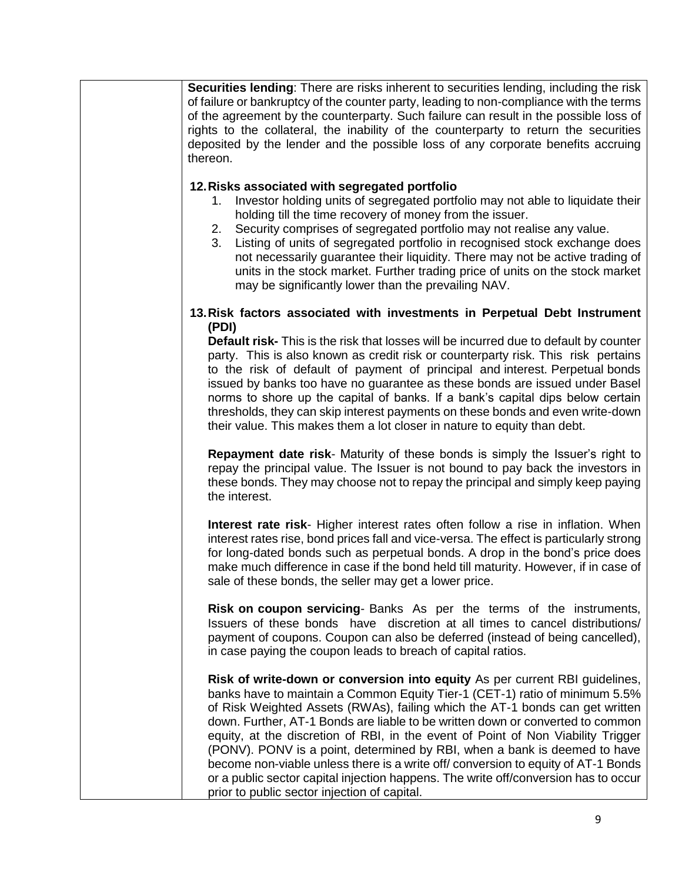**Securities lending**: There are risks inherent to securities lending, including the risk of failure or bankruptcy of the counter party, leading to non-compliance with the terms of the agreement by the counterparty. Such failure can result in the possible loss of rights to the collateral, the inability of the counterparty to return the securities deposited by the lender and the possible loss of any corporate benefits accruing thereon.

**12. Risks associated with segregated portfolio**

1. Investor holding units of segregated portfolio may not able to liquidate their holding till the time recovery of money from the issuer.
2. Security comprises of segregated portfolio may not realise any value.
3. Listing of units of segregated portfolio in recognised stock exchange does not necessarily guarantee their liquidity. There may not be active trading of units in the stock market. Further trading price of units on the stock market may be significantly lower than the prevailing NAV.

**13. Risk factors associated with investments in Perpetual Debt Instrument (PDI)**

**Default risk-** This is the risk that losses will be incurred due to default by counter party. This is also known as credit risk or counterparty risk. This risk pertains to the risk of default of payment of principal and interest. Perpetual bonds issued by banks too have no guarantee as these bonds are issued under Basel norms to shore up the capital of banks. If a bank's capital dips below certain thresholds, they can skip interest payments on these bonds and even write-down their value. This makes them a lot closer in nature to equity than debt.

**Repayment date risk**- Maturity of these bonds is simply the Issuer's right to repay the principal value. The Issuer is not bound to pay back the investors in these bonds. They may choose not to repay the principal and simply keep paying the interest.

**Interest rate risk**- Higher interest rates often follow a rise in inflation. When interest rates rise, bond prices fall and vice-versa. The effect is particularly strong for long-dated bonds such as perpetual bonds. A drop in the bond's price does make much difference in case if the bond held till maturity. However, if in case of sale of these bonds, the seller may get a lower price.

**Risk on coupon servicing**- Banks As per the terms of the instruments, Issuers of these bonds have discretion at all times to cancel distributions/ payment of coupons. Coupon can also be deferred (instead of being cancelled), in case paying the coupon leads to breach of capital ratios.

**Risk of write-down or conversion into equity** As per current RBI guidelines, banks have to maintain a Common Equity Tier-1 (CET-1) ratio of minimum 5.5% of Risk Weighted Assets (RWAs), failing which the AT-1 bonds can get written down. Further, AT-1 Bonds are liable to be written down or converted to common equity, at the discretion of RBI, in the event of Point of Non Viability Trigger (PONV). PONV is a point, determined by RBI, when a bank is deemed to have become non-viable unless there is a write off/ conversion to equity of AT-1 Bonds or a public sector capital injection happens. The write off/conversion has to occur prior to public sector injection of capital.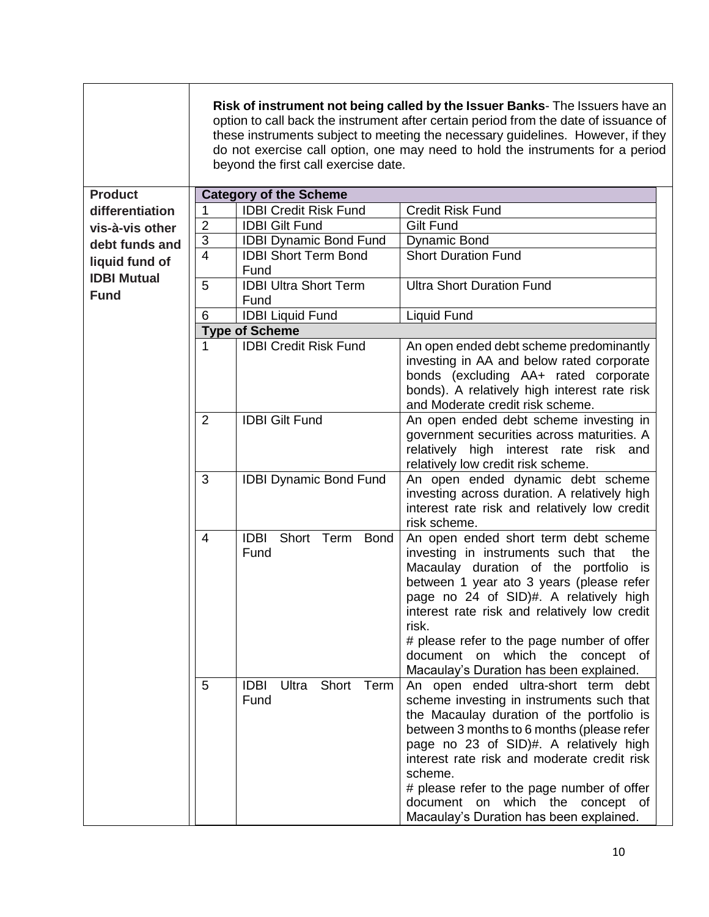| | |
|---|---|
| | **Risk of instrument not being called by the Issuer Banks**- The Issuers have an option to call back the instrument after certain period from the date of issuance of these instruments subject to meeting the necessary guidelines. However, if they do not exercise call option, one may need to hold the instruments for a period beyond the first call exercise date. |

**Product differentiation vis-à-vis other debt funds and liquid fund of IDBI Mutual Fund**

| **Category of the Scheme** | | |
|---|---|---|
| 1 | IDBI Credit Risk Fund | Credit Risk Fund |
| 2 | IDBI Gilt Fund | Gilt Fund |
| 3 | IDBI Dynamic Bond Fund | Dynamic Bond |
| 4 | IDBI Short Term Bond Fund | Short Duration Fund |
| 5 | IDBI Ultra Short Term Fund | Ultra Short Duration Fund |
| 6 | IDBI Liquid Fund | Liquid Fund |
| **Type of Scheme** | | |
| 1 | IDBI Credit Risk Fund | An open ended debt scheme predominantly investing in AA and below rated corporate bonds (excluding AA+ rated corporate bonds). A relatively high interest rate risk and Moderate credit risk scheme. |
| 2 | IDBI Gilt Fund | An open ended debt scheme investing in government securities across maturities. A relatively high interest rate risk and relatively low credit risk scheme. |
| 3 | IDBI Dynamic Bond Fund | An open ended dynamic debt scheme investing across duration. A relatively high interest rate risk and relatively low credit risk scheme. |
| 4 | IDBI Short Term Bond Fund | An open ended short term debt scheme investing in instruments such that the Macaulay duration of the portfolio is between 1 year ato 3 years (please refer page no 24 of SID)#. A relatively high interest rate risk and relatively low credit risk.<br># please refer to the page number of offer document on which the concept of Macaulay's Duration has been explained. |
| 5 | IDBI Ultra Short Term Fund | An open ended ultra-short term debt scheme investing in instruments such that the Macaulay duration of the portfolio is between 3 months to 6 months (please refer page no 23 of SID)#. A relatively high interest rate risk and moderate credit risk scheme.<br># please refer to the page number of offer document on which the concept of Macaulay's Duration has been explained. |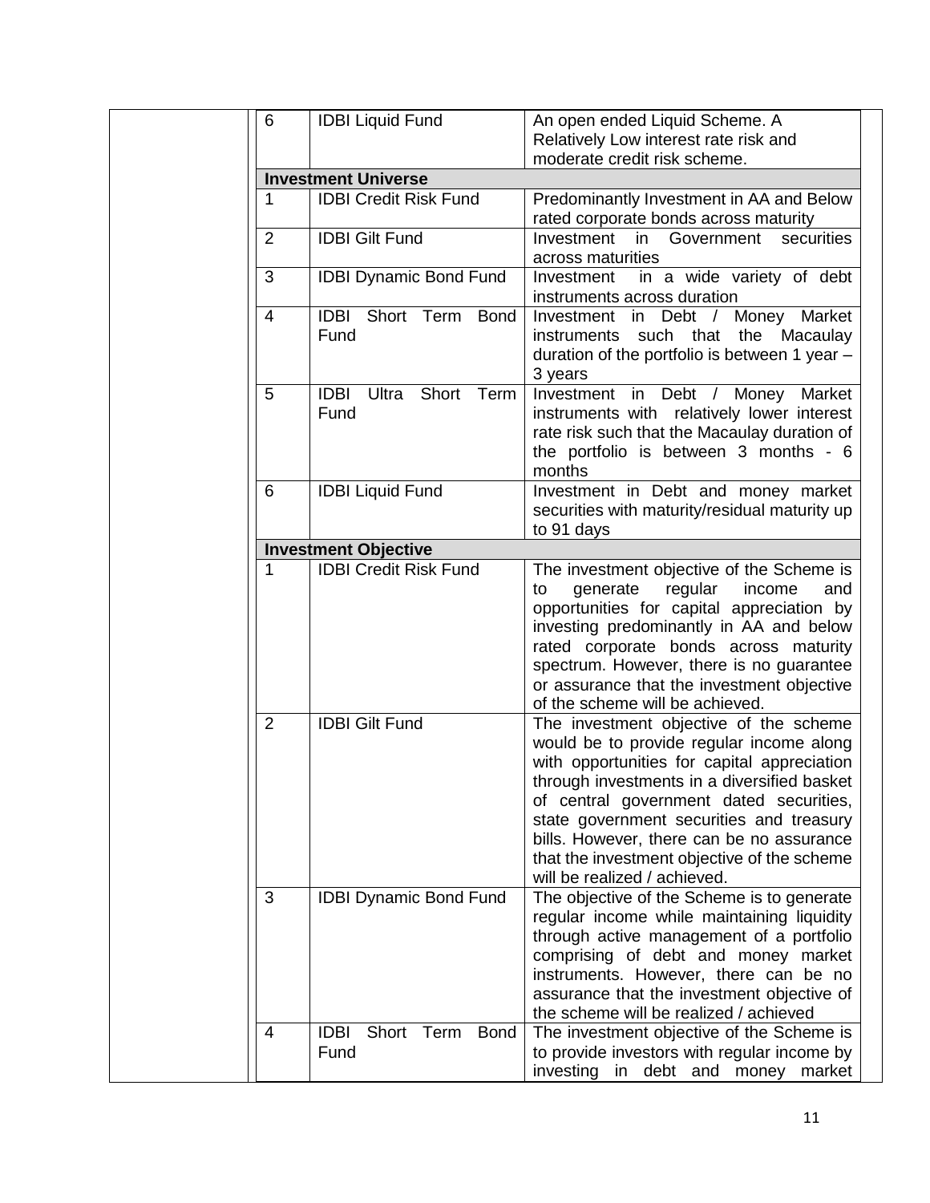| | | |
|---|---|---|
| 6 | IDBI Liquid Fund | An open ended Liquid Scheme. A Relatively Low interest rate risk and moderate credit risk scheme. |
| **Investment Universe** | | |
| 1 | IDBI Credit Risk Fund | Predominantly Investment in AA and Below rated corporate bonds across maturity |
| 2 | IDBI Gilt Fund | Investment in Government securities across maturities |
| 3 | IDBI Dynamic Bond Fund | Investment in a wide variety of debt instruments across duration |
| 4 | IDBI Short Term Bond Fund | Investment in Debt / Money Market instruments such that the Macaulay duration of the portfolio is between 1 year – 3 years |
| 5 | IDBI Ultra Short Term Fund | Investment in Debt / Money Market instruments with relatively lower interest rate risk such that the Macaulay duration of the portfolio is between 3 months - 6 months |
| 6 | IDBI Liquid Fund | Investment in Debt and money market securities with maturity/residual maturity up to 91 days |
| **Investment Objective** | | |
| 1 | IDBI Credit Risk Fund | The investment objective of the Scheme is to generate regular income and opportunities for capital appreciation by investing predominantly in AA and below rated corporate bonds across maturity spectrum. However, there is no guarantee or assurance that the investment objective of the scheme will be achieved. |
| 2 | IDBI Gilt Fund | The investment objective of the scheme would be to provide regular income along with opportunities for capital appreciation through investments in a diversified basket of central government dated securities, state government securities and treasury bills. However, there can be no assurance that the investment objective of the scheme will be realized / achieved. |
| 3 | IDBI Dynamic Bond Fund | The objective of the Scheme is to generate regular income while maintaining liquidity through active management of a portfolio comprising of debt and money market instruments. However, there can be no assurance that the investment objective of the scheme will be realized / achieved |
| 4 | IDBI Short Term Bond Fund | The investment objective of the Scheme is to provide investors with regular income by investing in debt and money market |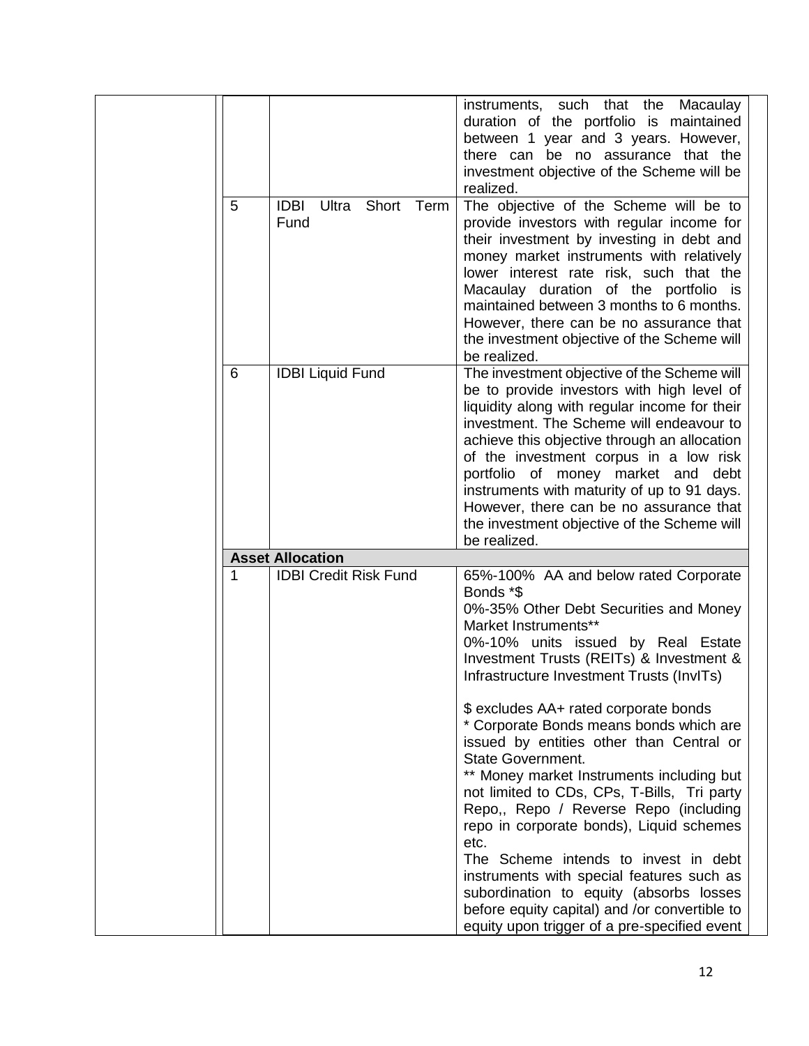| | | | |
|---|---|---|---|
| | | | instruments, such that the Macaulay duration of the portfolio is maintained between 1 year and 3 years. However, there can be no assurance that the investment objective of the Scheme will be realized. |
| | 5 | IDBI Ultra Short Term Fund | The objective of the Scheme will be to provide investors with regular income for their investment by investing in debt and money market instruments with relatively lower interest rate risk, such that the Macaulay duration of the portfolio is maintained between 3 months to 6 months. However, there can be no assurance that the investment objective of the Scheme will be realized. |
| | 6 | IDBI Liquid Fund | The investment objective of the Scheme will be to provide investors with high level of liquidity along with regular income for their investment. The Scheme will endeavour to achieve this objective through an allocation of the investment corpus in a low risk portfolio of money market and debt instruments with maturity of up to 91 days. However, there can be no assurance that the investment objective of the Scheme will be realized. |
| | **Asset Allocation** | | |
| | 1 | IDBI Credit Risk Fund | 65%-100% AA and below rated Corporate Bonds *$<br>0%-35% Other Debt Securities and Money Market Instruments**<br>0%-10% units issued by Real Estate Investment Trusts (REITs) & Investment & Infrastructure Investment Trusts (InvITs)<br><br>$ excludes AA+ rated corporate bonds<br>* Corporate Bonds means bonds which are issued by entities other than Central or State Government.<br>** Money market Instruments including but not limited to CDs, CPs, T-Bills, Tri party Repo,, Repo / Reverse Repo (including repo in corporate bonds), Liquid schemes etc.<br>The Scheme intends to invest in debt instruments with special features such as subordination to equity (absorbs losses before equity capital) and /or convertible to equity upon trigger of a pre-specified event |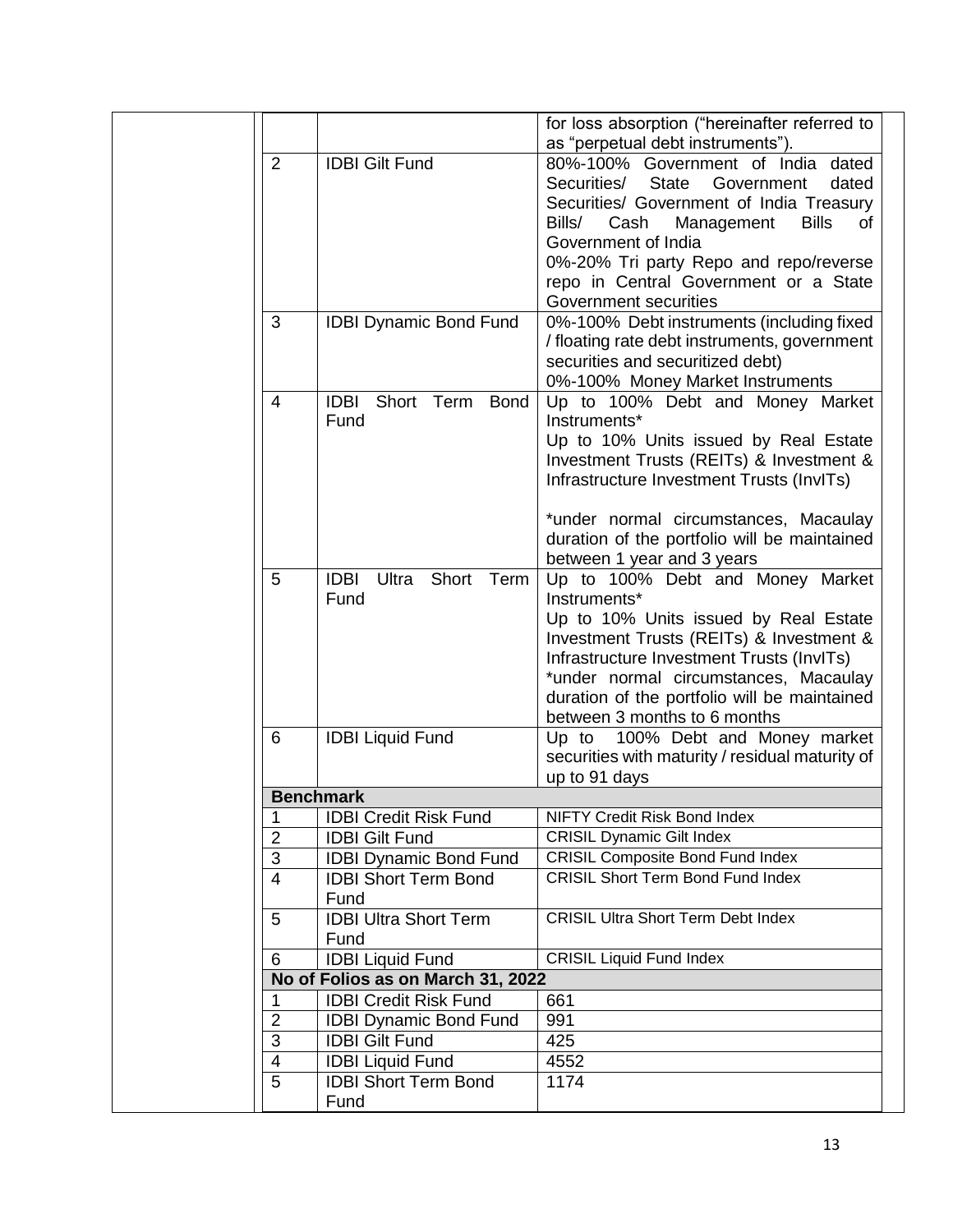| | | |
|---|---|---|
| | | for loss absorption ("hereinafter referred to as "perpetual debt instruments"). |
| 2 | IDBI Gilt Fund | 80%-100% Government of India dated Securities/ State Government dated Securities/ Government of India Treasury Bills/ Cash Management Bills of Government of India<br>0%-20% Tri party Repo and repo/reverse repo in Central Government or a State Government securities |
| 3 | IDBI Dynamic Bond Fund | 0%-100% Debt instruments (including fixed / floating rate debt instruments, government securities and securitized debt)<br>0%-100% Money Market Instruments |
| 4 | IDBI Short Term Bond Fund | Up to 100% Debt and Money Market Instruments*<br>Up to 10% Units issued by Real Estate Investment Trusts (REITs) & Investment & Infrastructure Investment Trusts (InvITs)<br><br>*under normal circumstances, Macaulay duration of the portfolio will be maintained between 1 year and 3 years |
| 5 | IDBI Ultra Short Term Fund | Up to 100% Debt and Money Market Instruments*<br>Up to 10% Units issued by Real Estate Investment Trusts (REITs) & Investment & Infrastructure Investment Trusts (InvITs)<br>*under normal circumstances, Macaulay duration of the portfolio will be maintained between 3 months to 6 months |
| 6 | IDBI Liquid Fund | Up to 100% Debt and Money market securities with maturity / residual maturity of up to 91 days |
| **Benchmark** | | |
| 1 | IDBI Credit Risk Fund | NIFTY Credit Risk Bond Index |
| 2 | IDBI Gilt Fund | CRISIL Dynamic Gilt Index |
| 3 | IDBI Dynamic Bond Fund | CRISIL Composite Bond Fund Index |
| 4 | IDBI Short Term Bond Fund | CRISIL Short Term Bond Fund Index |
| 5 | IDBI Ultra Short Term Fund | CRISIL Ultra Short Term Debt Index |
| 6 | IDBI Liquid Fund | CRISIL Liquid Fund Index |
| **No of Folios as on March 31, 2022** | | |
| 1 | IDBI Credit Risk Fund | 661 |
| 2 | IDBI Dynamic Bond Fund | 991 |
| 3 | IDBI Gilt Fund | 425 |
| 4 | IDBI Liquid Fund | 4552 |
| 5 | IDBI Short Term Bond Fund | 1174 |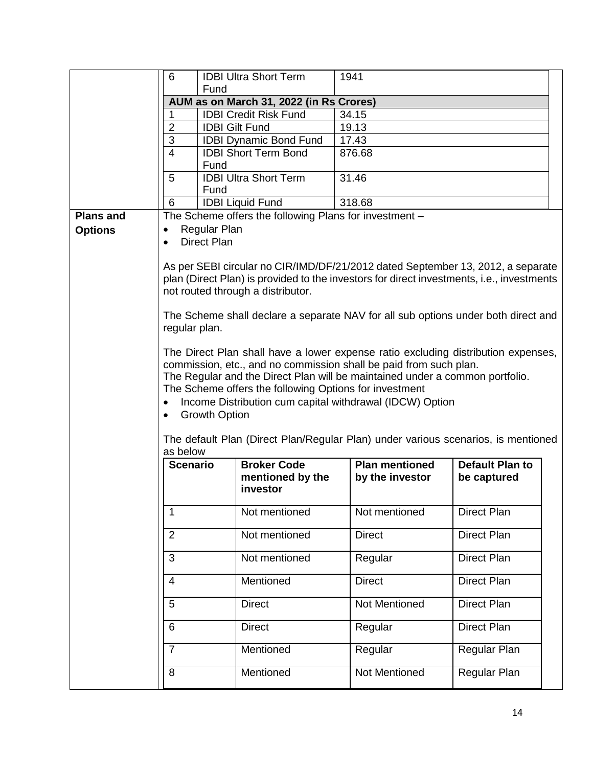| | | |
|---|---|---|
| 6 | IDBI Ultra Short Term Fund | 1941 |
| **AUM as on March 31, 2022 (in Rs Crores)** | | |
| 1 | IDBI Credit Risk Fund | 34.15 |
| 2 | IDBI Gilt Fund | 19.13 |
| 3 | IDBI Dynamic Bond Fund | 17.43 |
| 4 | IDBI Short Term Bond Fund | 876.68 |
| 5 | IDBI Ultra Short Term Fund | 31.46 |
| 6 | IDBI Liquid Fund | 318.68 |

**Plans and Options**

The Scheme offers the following Plans for investment –

- Regular Plan
- Direct Plan

As per SEBI circular no CIR/IMD/DF/21/2012 dated September 13, 2012, a separate plan (Direct Plan) is provided to the investors for direct investments, i.e., investments not routed through a distributor.

The Scheme shall declare a separate NAV for all sub options under both direct and regular plan.

The Direct Plan shall have a lower expense ratio excluding distribution expenses, commission, etc., and no commission shall be paid from such plan.
The Regular and the Direct Plan will be maintained under a common portfolio.
The Scheme offers the following Options for investment

- Income Distribution cum capital withdrawal (IDCW) Option
- Growth Option

The default Plan (Direct Plan/Regular Plan) under various scenarios, is mentioned as below

| Scenario | Broker Code mentioned by the investor | Plan mentioned by the investor | Default Plan to be captured |
|---|---|---|---|
| 1 | Not mentioned | Not mentioned | Direct Plan |
| 2 | Not mentioned | Direct | Direct Plan |
| 3 | Not mentioned | Regular | Direct Plan |
| 4 | Mentioned | Direct | Direct Plan |
| 5 | Direct | Not Mentioned | Direct Plan |
| 6 | Direct | Regular | Direct Plan |
| 7 | Mentioned | Regular | Regular Plan |
| 8 | Mentioned | Not Mentioned | Regular Plan |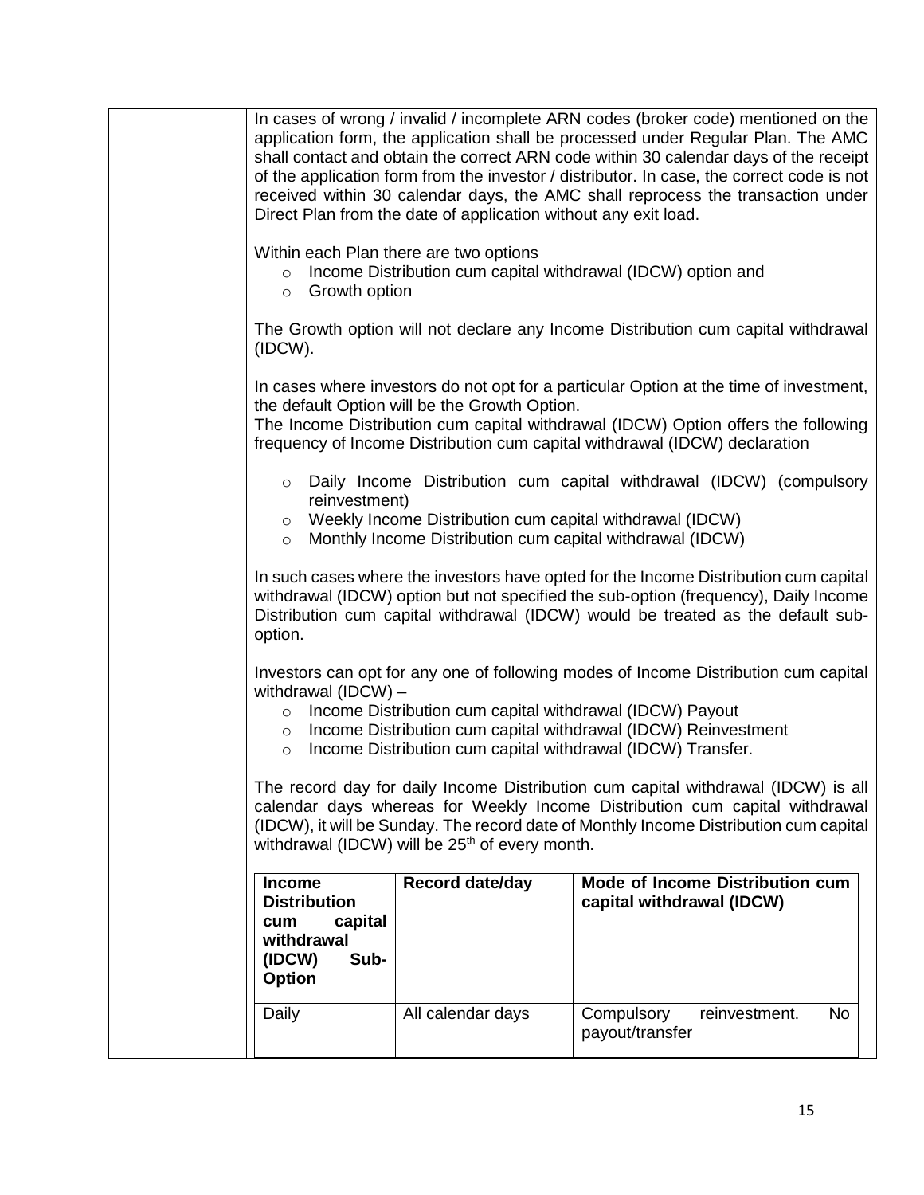In cases of wrong / invalid / incomplete ARN codes (broker code) mentioned on the application form, the application shall be processed under Regular Plan. The AMC shall contact and obtain the correct ARN code within 30 calendar days of the receipt of the application form from the investor / distributor. In case, the correct code is not received within 30 calendar days, the AMC shall reprocess the transaction under Direct Plan from the date of application without any exit load.

Within each Plan there are two options

- Income Distribution cum capital withdrawal (IDCW) option and
- Growth option

The Growth option will not declare any Income Distribution cum capital withdrawal (IDCW).

In cases where investors do not opt for a particular Option at the time of investment, the default Option will be the Growth Option.
The Income Distribution cum capital withdrawal (IDCW) Option offers the following frequency of Income Distribution cum capital withdrawal (IDCW) declaration

- Daily Income Distribution cum capital withdrawal (IDCW) (compulsory reinvestment)
- Weekly Income Distribution cum capital withdrawal (IDCW)
- Monthly Income Distribution cum capital withdrawal (IDCW)

In such cases where the investors have opted for the Income Distribution cum capital withdrawal (IDCW) option but not specified the sub-option (frequency), Daily Income Distribution cum capital withdrawal (IDCW) would be treated as the default sub-option.

Investors can opt for any one of following modes of Income Distribution cum capital withdrawal (IDCW) –

- Income Distribution cum capital withdrawal (IDCW) Payout
- Income Distribution cum capital withdrawal (IDCW) Reinvestment
- Income Distribution cum capital withdrawal (IDCW) Transfer.

The record day for daily Income Distribution cum capital withdrawal (IDCW) is all calendar days whereas for Weekly Income Distribution cum capital withdrawal (IDCW), it will be Sunday. The record date of Monthly Income Distribution cum capital withdrawal (IDCW) will be 25th of every month.

| **Income Distribution cum capital withdrawal (IDCW) Sub-Option** | **Record date/day** | **Mode of Income Distribution cum capital withdrawal (IDCW)** |
|---|---|---|
| Daily | All calendar days | Compulsory reinvestment. No payout/transfer |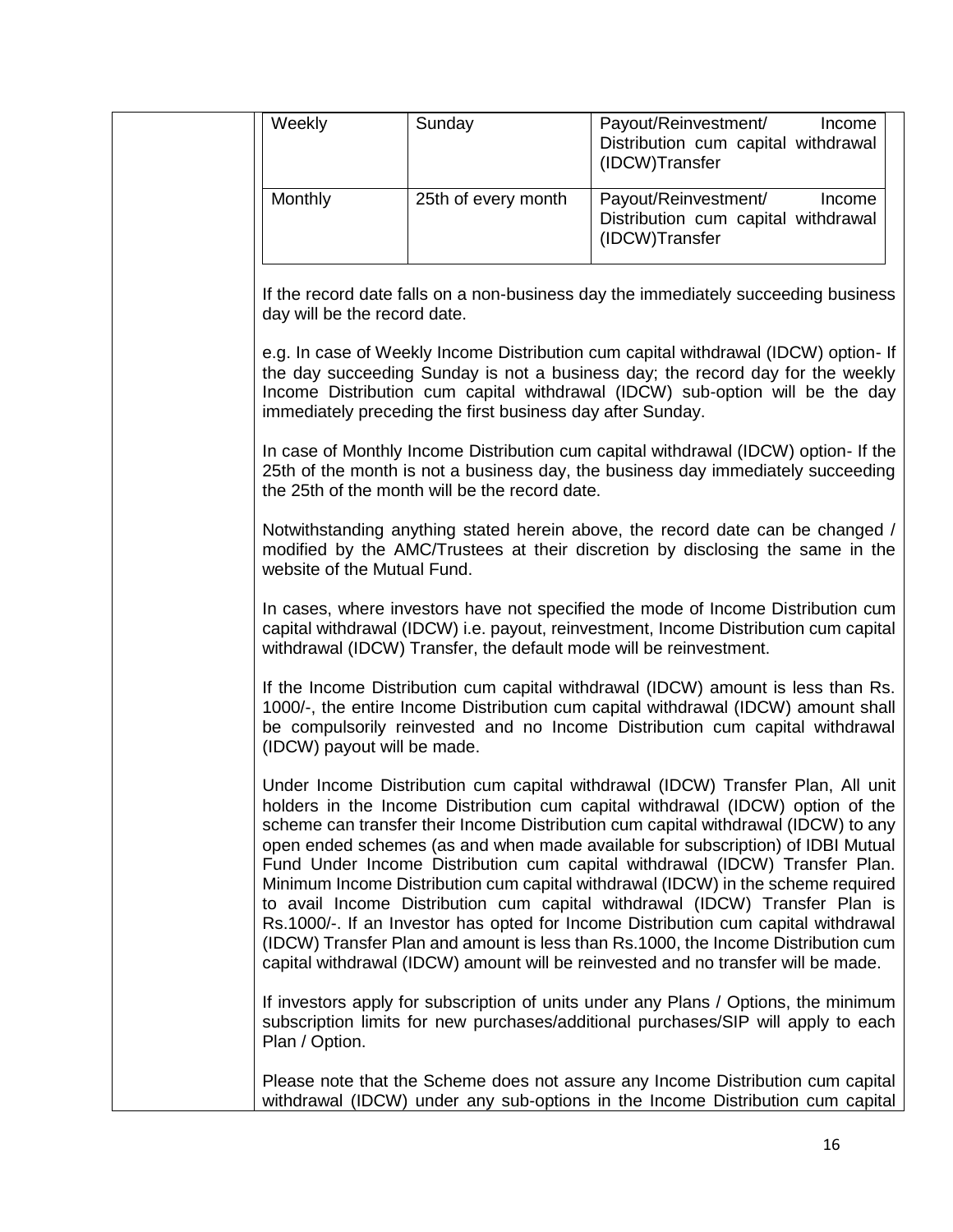| | | |
|---|---|---|
| Weekly | Sunday | Payout/Reinvestment/ Income Distribution cum capital withdrawal (IDCW)Transfer |
| Monthly | 25th of every month | Payout/Reinvestment/ Income Distribution cum capital withdrawal (IDCW)Transfer |

If the record date falls on a non-business day the immediately succeeding business day will be the record date.

e.g. In case of Weekly Income Distribution cum capital withdrawal (IDCW) option- If the day succeeding Sunday is not a business day; the record day for the weekly Income Distribution cum capital withdrawal (IDCW) sub-option will be the day immediately preceding the first business day after Sunday.

In case of Monthly Income Distribution cum capital withdrawal (IDCW) option- If the 25th of the month is not a business day, the business day immediately succeeding the 25th of the month will be the record date.

Notwithstanding anything stated herein above, the record date can be changed / modified by the AMC/Trustees at their discretion by disclosing the same in the website of the Mutual Fund.

In cases, where investors have not specified the mode of Income Distribution cum capital withdrawal (IDCW) i.e. payout, reinvestment, Income Distribution cum capital withdrawal (IDCW) Transfer, the default mode will be reinvestment.

If the Income Distribution cum capital withdrawal (IDCW) amount is less than Rs. 1000/-, the entire Income Distribution cum capital withdrawal (IDCW) amount shall be compulsorily reinvested and no Income Distribution cum capital withdrawal (IDCW) payout will be made.

Under Income Distribution cum capital withdrawal (IDCW) Transfer Plan, All unit holders in the Income Distribution cum capital withdrawal (IDCW) option of the scheme can transfer their Income Distribution cum capital withdrawal (IDCW) to any open ended schemes (as and when made available for subscription) of IDBI Mutual Fund Under Income Distribution cum capital withdrawal (IDCW) Transfer Plan. Minimum Income Distribution cum capital withdrawal (IDCW) in the scheme required to avail Income Distribution cum capital withdrawal (IDCW) Transfer Plan is Rs.1000/-. If an Investor has opted for Income Distribution cum capital withdrawal (IDCW) Transfer Plan and amount is less than Rs.1000, the Income Distribution cum capital withdrawal (IDCW) amount will be reinvested and no transfer will be made.

If investors apply for subscription of units under any Plans / Options, the minimum subscription limits for new purchases/additional purchases/SIP will apply to each Plan / Option.

Please note that the Scheme does not assure any Income Distribution cum capital withdrawal (IDCW) under any sub-options in the Income Distribution cum capital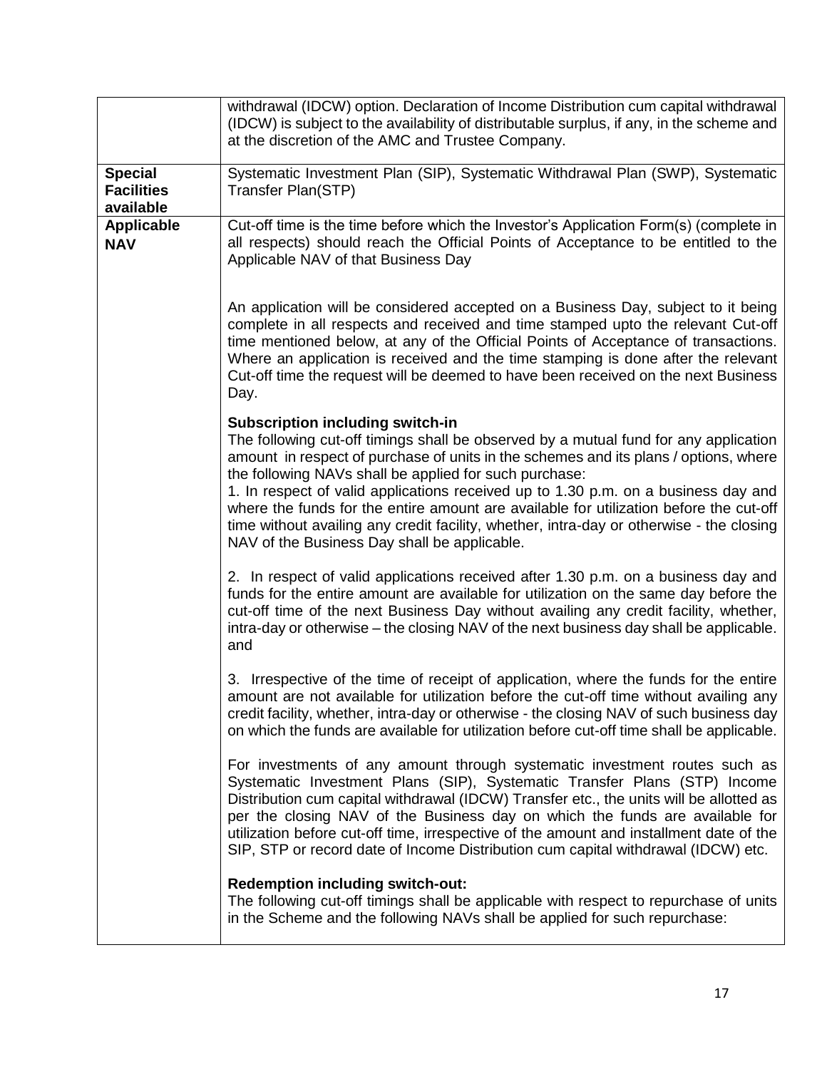| | |
|---|---|
| | withdrawal (IDCW) option. Declaration of Income Distribution cum capital withdrawal (IDCW) is subject to the availability of distributable surplus, if any, in the scheme and at the discretion of the AMC and Trustee Company. |
| **Special Facilities available** | Systematic Investment Plan (SIP), Systematic Withdrawal Plan (SWP), Systematic Transfer Plan(STP) |
| **Applicable NAV** | Cut-off time is the time before which the Investor's Application Form(s) (complete in all respects) should reach the Official Points of Acceptance to be entitled to the Applicable NAV of that Business Day<br><br>An application will be considered accepted on a Business Day, subject to it being complete in all respects and received and time stamped upto the relevant Cut-off time mentioned below, at any of the Official Points of Acceptance of transactions. Where an application is received and the time stamping is done after the relevant Cut-off time the request will be deemed to have been received on the next Business Day.<br><br>**Subscription including switch-in**<br>The following cut-off timings shall be observed by a mutual fund for any application amount in respect of purchase of units in the schemes and its plans / options, where the following NAVs shall be applied for such purchase:<br>1. In respect of valid applications received up to 1.30 p.m. on a business day and where the funds for the entire amount are available for utilization before the cut-off time without availing any credit facility, whether, intra-day or otherwise - the closing NAV of the Business Day shall be applicable.<br><br>2. In respect of valid applications received after 1.30 p.m. on a business day and funds for the entire amount are available for utilization on the same day before the cut-off time of the next Business Day without availing any credit facility, whether, intra-day or otherwise – the closing NAV of the next business day shall be applicable. and<br><br>3. Irrespective of the time of receipt of application, where the funds for the entire amount are not available for utilization before the cut-off time without availing any credit facility, whether, intra-day or otherwise - the closing NAV of such business day on which the funds are available for utilization before cut-off time shall be applicable.<br><br>For investments of any amount through systematic investment routes such as Systematic Investment Plans (SIP), Systematic Transfer Plans (STP) Income Distribution cum capital withdrawal (IDCW) Transfer etc., the units will be allotted as per the closing NAV of the Business day on which the funds are available for utilization before cut-off time, irrespective of the amount and installment date of the SIP, STP or record date of Income Distribution cum capital withdrawal (IDCW) etc.<br><br>**Redemption including switch-out:**<br>The following cut-off timings shall be applicable with respect to repurchase of units in the Scheme and the following NAVs shall be applied for such repurchase: |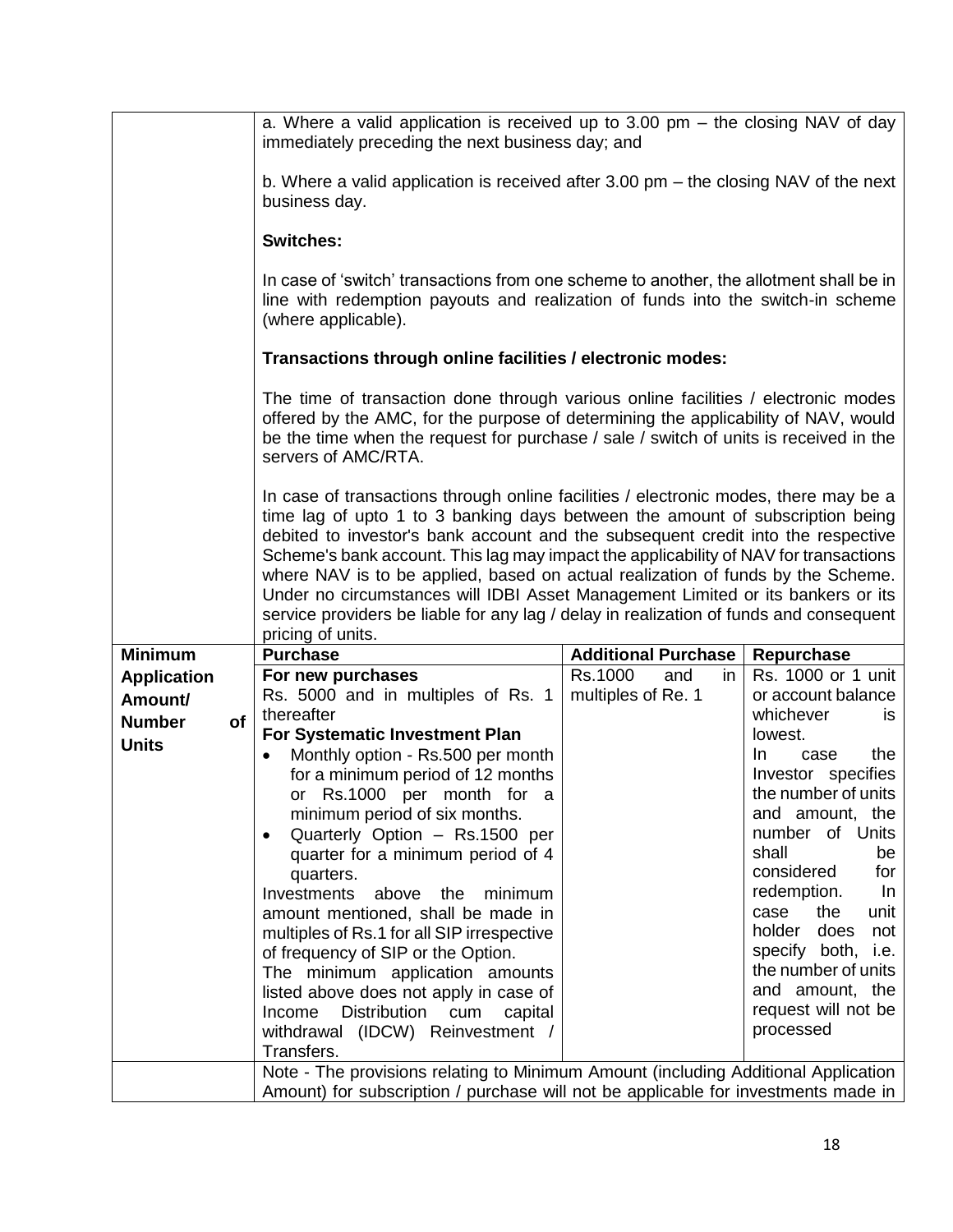| | | | |
|---|---|---|---|
| | a. Where a valid application is received up to 3.00 pm – the closing NAV of day immediately preceding the next business day; and<br><br>b. Where a valid application is received after 3.00 pm – the closing NAV of the next business day.<br><br>**Switches:**<br><br>In case of 'switch' transactions from one scheme to another, the allotment shall be in line with redemption payouts and realization of funds into the switch-in scheme (where applicable).<br><br>**Transactions through online facilities / electronic modes:**<br><br>The time of transaction done through various online facilities / electronic modes offered by the AMC, for the purpose of determining the applicability of NAV, would be the time when the request for purchase / sale / switch of units is received in the servers of AMC/RTA.<br><br>In case of transactions through online facilities / electronic modes, there may be a time lag of upto 1 to 3 banking days between the amount of subscription being debited to investor's bank account and the subsequent credit into the respective Scheme's bank account. This lag may impact the applicability of NAV for transactions where NAV is to be applied, based on actual realization of funds by the Scheme. Under no circumstances will IDBI Asset Management Limited or its bankers or its service providers be liable for any lag / delay in realization of funds and consequent pricing of units. | | |
| **Minimum Application Amount/ Number of Units** | **Purchase** | **Additional Purchase** | **Repurchase** |
| | **For new purchases**<br>Rs. 5000 and in multiples of Rs. 1 thereafter<br>**For Systematic Investment Plan**<br>• Monthly option - Rs.500 per month for a minimum period of 12 months or Rs.1000 per month for a minimum period of six months.<br>• Quarterly Option – Rs.1500 per quarter for a minimum period of 4 quarters.<br>Investments above the minimum amount mentioned, shall be made in multiples of Rs.1 for all SIP irrespective of frequency of SIP or the Option.<br>The minimum application amounts listed above does not apply in case of Income Distribution cum capital withdrawal (IDCW) Reinvestment / Transfers. | Rs.1000 and in multiples of Re. 1 | Rs. 1000 or 1 unit or account balance whichever is lowest.<br>In case the Investor specifies the number of units and amount, the number of Units shall be considered for redemption. In case the unit holder does not specify both, i.e. the number of units and amount, the request will not be processed |
| | Note - The provisions relating to Minimum Amount (including Additional Application Amount) for subscription / purchase will not be applicable for investments made in | | |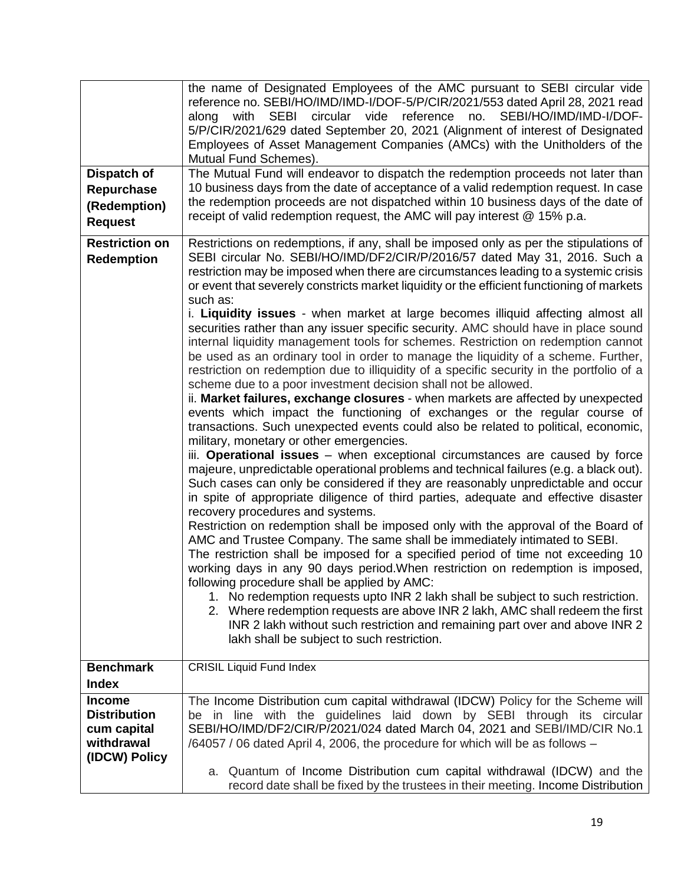| | |
|---|---|
| | the name of Designated Employees of the AMC pursuant to SEBI circular vide reference no. SEBI/HO/IMD/IMD-I/DOF-5/P/CIR/2021/553 dated April 28, 2021 read along with SEBI circular vide reference no. SEBI/HO/IMD/IMD-I/DOF-5/P/CIR/2021/629 dated September 20, 2021 (Alignment of interest of Designated Employees of Asset Management Companies (AMCs) with the Unitholders of the Mutual Fund Schemes). |
| **Dispatch of Repurchase (Redemption) Request** | The Mutual Fund will endeavor to dispatch the redemption proceeds not later than 10 business days from the date of acceptance of a valid redemption request. In case the redemption proceeds are not dispatched within 10 business days of the date of receipt of valid redemption request, the AMC will pay interest @ 15% p.a. |
| **Restriction on Redemption** | Restrictions on redemptions, if any, shall be imposed only as per the stipulations of SEBI circular No. SEBI/HO/IMD/DF2/CIR/P/2016/57 dated May 31, 2016. Such a restriction may be imposed when there are circumstances leading to a systemic crisis or event that severely constricts market liquidity or the efficient functioning of markets such as:<br>i. **Liquidity issues** - when market at large becomes illiquid affecting almost all securities rather than any issuer specific security. AMC should have in place sound internal liquidity management tools for schemes. Restriction on redemption cannot be used as an ordinary tool in order to manage the liquidity of a scheme. Further, restriction on redemption due to illiquidity of a specific security in the portfolio of a scheme due to a poor investment decision shall not be allowed.<br>ii. **Market failures, exchange closures** - when markets are affected by unexpected events which impact the functioning of exchanges or the regular course of transactions. Such unexpected events could also be related to political, economic, military, monetary or other emergencies.<br>iii. **Operational issues** – when exceptional circumstances are caused by force majeure, unpredictable operational problems and technical failures (e.g. a black out). Such cases can only be considered if they are reasonably unpredictable and occur in spite of appropriate diligence of third parties, adequate and effective disaster recovery procedures and systems.<br>Restriction on redemption shall be imposed only with the approval of the Board of AMC and Trustee Company. The same shall be immediately intimated to SEBI.<br>The restriction shall be imposed for a specified period of time not exceeding 10 working days in any 90 days period.When restriction on redemption is imposed, following procedure shall be applied by AMC:<br>1. No redemption requests upto INR 2 lakh shall be subject to such restriction.<br>2. Where redemption requests are above INR 2 lakh, AMC shall redeem the first INR 2 lakh without such restriction and remaining part over and above INR 2 lakh shall be subject to such restriction. |
| **Benchmark Index** | CRISIL Liquid Fund Index |
| **Income Distribution cum capital withdrawal (IDCW) Policy** | The Income Distribution cum capital withdrawal (IDCW) Policy for the Scheme will be in line with the guidelines laid down by SEBI through its circular SEBI/HO/IMD/DF2/CIR/P/2021/024 dated March 04, 2021 and SEBI/IMD/CIR No.1 /64057 / 06 dated April 4, 2006, the procedure for which will be as follows –<br><br>a. Quantum of Income Distribution cum capital withdrawal (IDCW) and the record date shall be fixed by the trustees in their meeting. Income Distribution |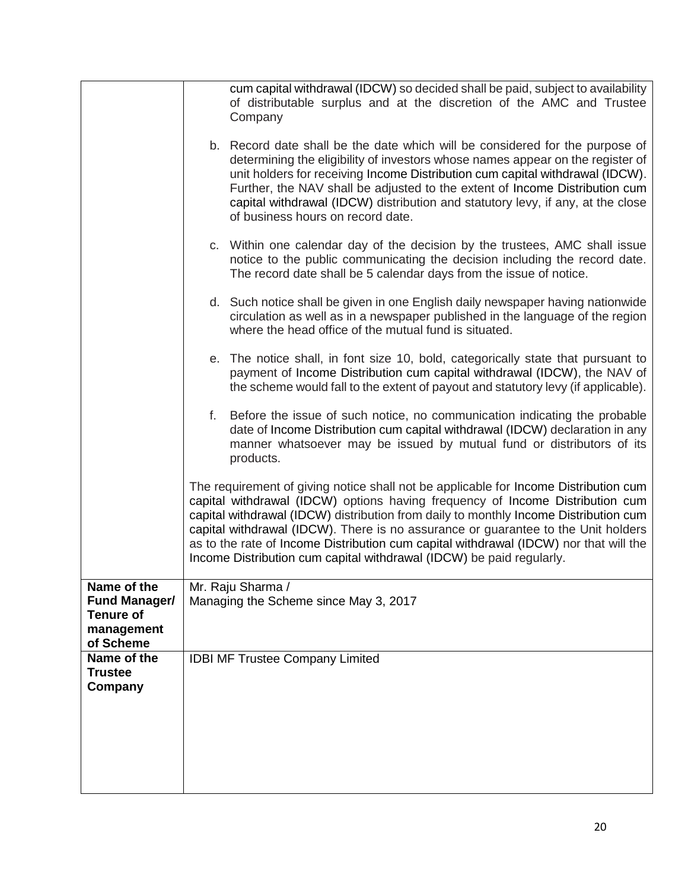| | |
|---|---|
| | cum capital withdrawal (IDCW) so decided shall be paid, subject to availability of distributable surplus and at the discretion of the AMC and Trustee Company<br><br>b. Record date shall be the date which will be considered for the purpose of determining the eligibility of investors whose names appear on the register of unit holders for receiving Income Distribution cum capital withdrawal (IDCW). Further, the NAV shall be adjusted to the extent of Income Distribution cum capital withdrawal (IDCW) distribution and statutory levy, if any, at the close of business hours on record date.<br><br>c. Within one calendar day of the decision by the trustees, AMC shall issue notice to the public communicating the decision including the record date. The record date shall be 5 calendar days from the issue of notice.<br><br>d. Such notice shall be given in one English daily newspaper having nationwide circulation as well as in a newspaper published in the language of the region where the head office of the mutual fund is situated.<br><br>e. The notice shall, in font size 10, bold, categorically state that pursuant to payment of Income Distribution cum capital withdrawal (IDCW), the NAV of the scheme would fall to the extent of payout and statutory levy (if applicable).<br><br>f. Before the issue of such notice, no communication indicating the probable date of Income Distribution cum capital withdrawal (IDCW) declaration in any manner whatsoever may be issued by mutual fund or distributors of its products.<br><br>The requirement of giving notice shall not be applicable for Income Distribution cum capital withdrawal (IDCW) options having frequency of Income Distribution cum capital withdrawal (IDCW) distribution from daily to monthly Income Distribution cum capital withdrawal (IDCW). There is no assurance or guarantee to the Unit holders as to the rate of Income Distribution cum capital withdrawal (IDCW) nor that will the Income Distribution cum capital withdrawal (IDCW) be paid regularly. |
| **Name of the Fund Manager/ Tenure of management of Scheme** | Mr. Raju Sharma /<br>Managing the Scheme since May 3, 2017 |
| **Name of the Trustee Company** | IDBI MF Trustee Company Limited |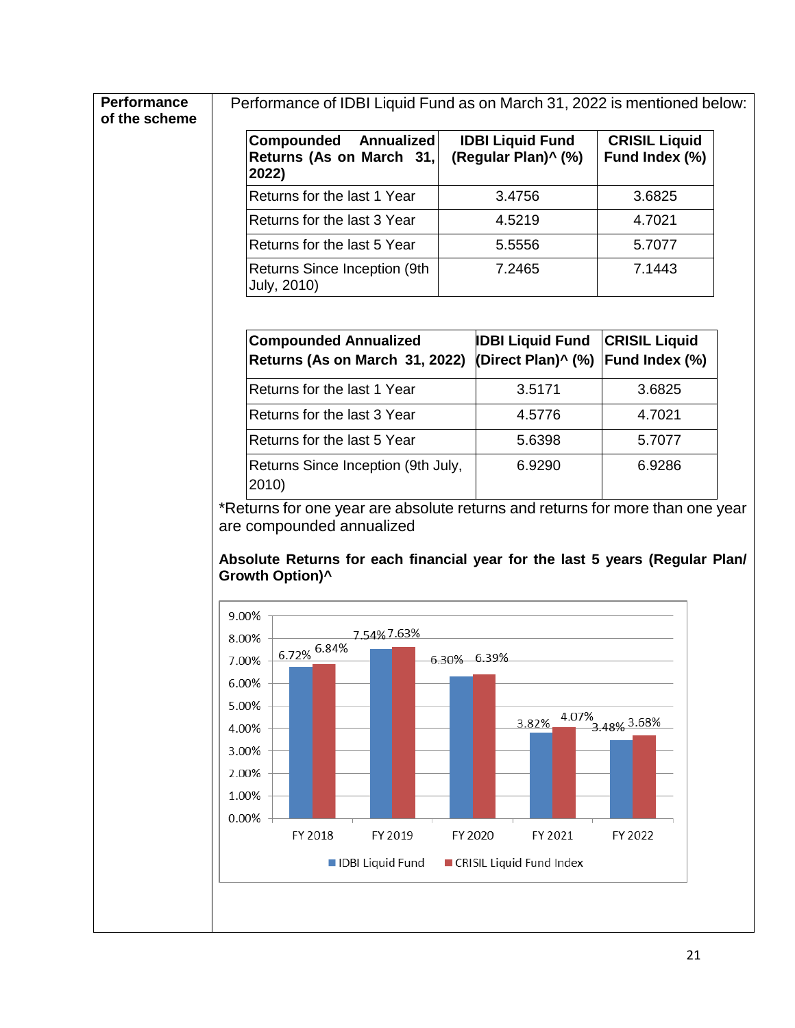**Performance of the scheme**

Performance of IDBI Liquid Fund as on March 31, 2022 is mentioned below:

| Compounded Annualized Returns (As on March 31, 2022) | IDBI Liquid Fund (Regular Plan)^ (%) | CRISIL Liquid Fund Index (%) |
|---|---|---|
| Returns for the last 1 Year | 3.4756 | 3.6825 |
| Returns for the last 3 Year | 4.5219 | 4.7021 |
| Returns for the last 5 Year | 5.5556 | 5.7077 |
| Returns Since Inception (9th July, 2010) | 7.2465 | 7.1443 |

| Compounded Annualized Returns (As on March 31, 2022) | IDBI Liquid Fund (Direct Plan)^ (%) | CRISIL Liquid Fund Index (%) |
|---|---|---|
| Returns for the last 1 Year | 3.5171 | 3.6825 |
| Returns for the last 3 Year | 4.5776 | 4.7021 |
| Returns for the last 5 Year | 5.6398 | 5.7077 |
| Returns Since Inception (9th July, 2010) | 6.9290 | 6.9286 |

*Returns for one year are absolute returns and returns for more than one year are compounded annualized

**Absolute Returns for each financial year for the last 5 years (Regular Plan/ Growth Option)^**

| | FY 2018 | FY 2019 | FY 2020 | FY 2021 | FY 2022 |
|---|---|---|---|---|---|
| IDBI Liquid Fund | 6.72% | 7.54% | 6.30% | 3.82% | 3.48% |
| CRISIL Liquid Fund Index | 6.84% | 7.63% | 6.39% | 4.07% | 3.68% |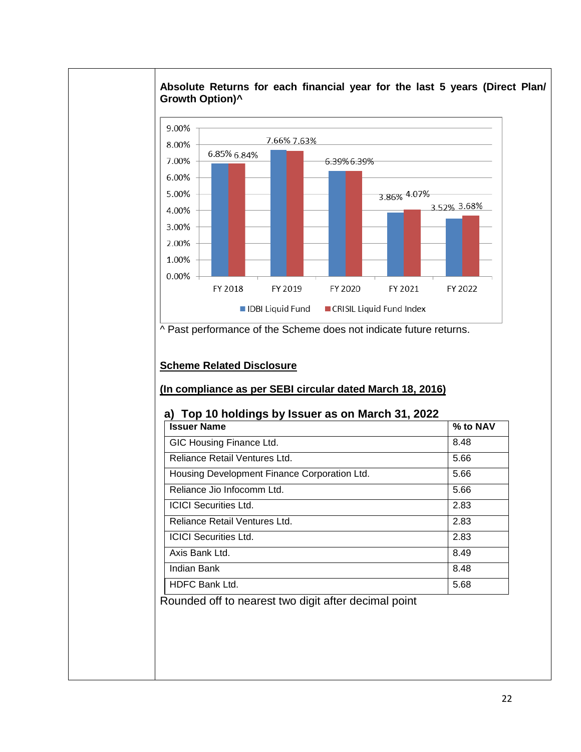**Absolute Returns for each financial year for the last 5 years (Direct Plan/ Growth Option)^**

| | IDBI Liquid Fund | CRISIL Liquid Fund Index |
|---|---|---|
| FY 2018 | 6.85% | 6.84% |
| FY 2019 | 7.66% | 7.63% |
| FY 2020 | 6.39% | 6.39% |
| FY 2021 | 3.86% | 4.07% |
| FY 2022 | 3.52% | 3.68% |

^ Past performance of the Scheme does not indicate future returns.

**Scheme Related Disclosure**

**(In compliance as per SEBI circular dated March 18, 2016)**

**a) Top 10 holdings by Issuer as on March 31, 2022**

| Issuer Name | % to NAV |
|---|---|
| GIC Housing Finance Ltd. | 8.48 |
| Reliance Retail Ventures Ltd. | 5.66 |
| Housing Development Finance Corporation Ltd. | 5.66 |
| Reliance Jio Infocomm Ltd. | 5.66 |
| ICICI Securities Ltd. | 2.83 |
| Reliance Retail Ventures Ltd. | 2.83 |
| ICICI Securities Ltd. | 2.83 |
| Axis Bank Ltd. | 8.49 |
| Indian Bank | 8.48 |
| HDFC Bank Ltd. | 5.68 |

Rounded off to nearest two digit after decimal point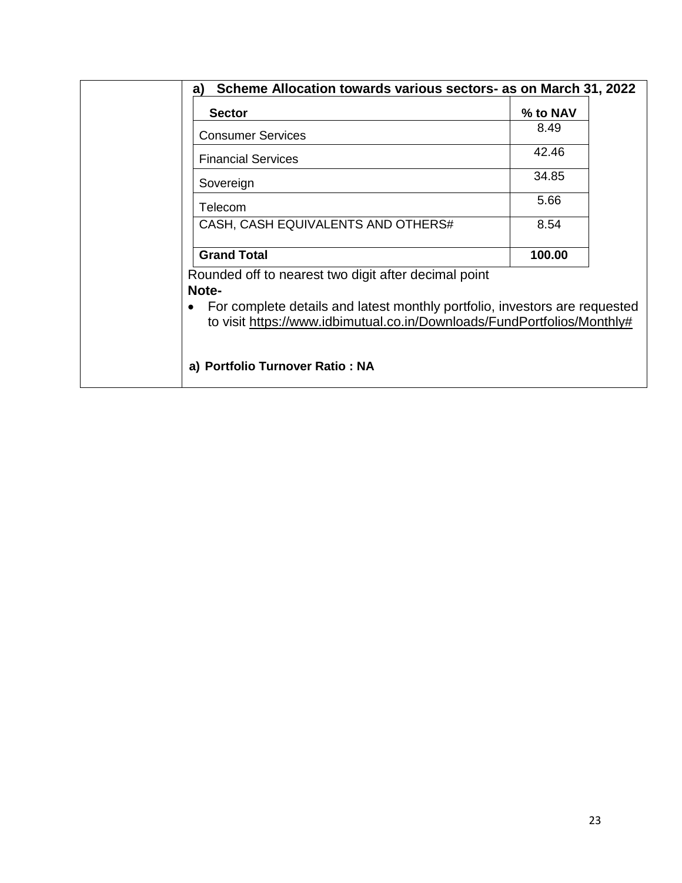**a) Scheme Allocation towards various sectors- as on March 31, 2022**

| Sector | % to NAV |
|---|---|
| Consumer Services | 8.49 |
| Financial Services | 42.46 |
| Sovereign | 34.85 |
| Telecom | 5.66 |
| CASH, CASH EQUIVALENTS AND OTHERS# | 8.54 |
| **Grand Total** | **100.00** |

Rounded off to nearest two digit after decimal point

**Note-**

- For complete details and latest monthly portfolio, investors are requested to visit https://www.idbimutual.co.in/Downloads/FundPortfolios/Monthly#

**a) Portfolio Turnover Ratio : NA**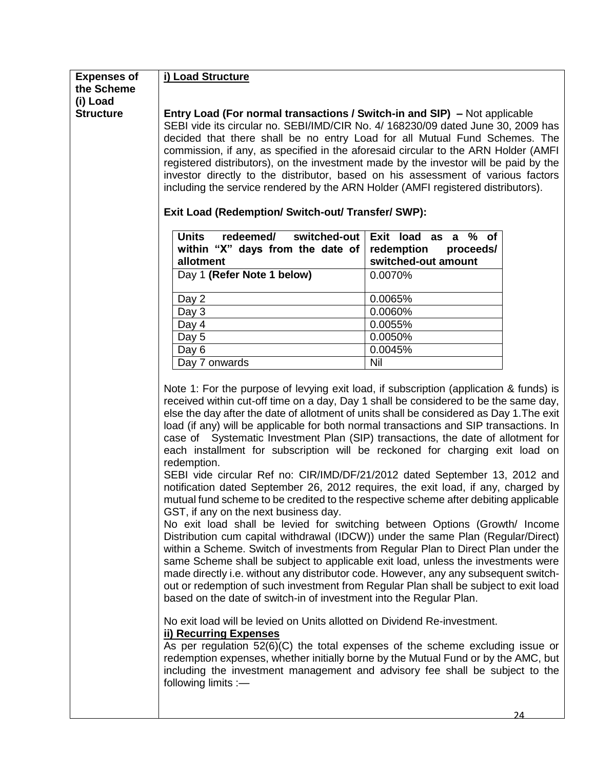**Expenses of the Scheme (i) Load Structure**

**i) Load Structure**

**Entry Load (For normal transactions / Switch-in and SIP) –** Not applicable

SEBI vide its circular no. SEBI/IMD/CIR No. 4/ 168230/09 dated June 30, 2009 has decided that there shall be no entry Load for all Mutual Fund Schemes. The commission, if any, as specified in the aforesaid circular to the ARN Holder (AMFI registered distributors), on the investment made by the investor will be paid by the investor directly to the distributor, based on his assessment of various factors including the service rendered by the ARN Holder (AMFI registered distributors).

**Exit Load (Redemption/ Switch-out/ Transfer/ SWP):**

| Units redeemed/ switched-out within "X" days from the date of allotment | Exit load as a % of redemption proceeds/ switched-out amount |
|---|---|
| Day 1 **(Refer Note 1 below)** | 0.0070% |
| Day 2 | 0.0065% |
| Day 3 | 0.0060% |
| Day 4 | 0.0055% |
| Day 5 | 0.0050% |
| Day 6 | 0.0045% |
| Day 7 onwards | Nil |

Note 1: For the purpose of levying exit load, if subscription (application & funds) is received within cut-off time on a day, Day 1 shall be considered to be the same day, else the day after the date of allotment of units shall be considered as Day 1.The exit load (if any) will be applicable for both normal transactions and SIP transactions. In case of Systematic Investment Plan (SIP) transactions, the date of allotment for each installment for subscription will be reckoned for charging exit load on redemption.

SEBI vide circular Ref no: CIR/IMD/DF/21/2012 dated September 13, 2012 and notification dated September 26, 2012 requires, the exit load, if any, charged by mutual fund scheme to be credited to the respective scheme after debiting applicable GST, if any on the next business day.

No exit load shall be levied for switching between Options (Growth/ Income Distribution cum capital withdrawal (IDCW)) under the same Plan (Regular/Direct) within a Scheme. Switch of investments from Regular Plan to Direct Plan under the same Scheme shall be subject to applicable exit load, unless the investments were made directly i.e. without any distributor code. However, any any subsequent switch-out or redemption of such investment from Regular Plan shall be subject to exit load based on the date of switch-in of investment into the Regular Plan.

No exit load will be levied on Units allotted on Dividend Re-investment.

**ii) Recurring Expenses**

As per regulation 52(6)(C) the total expenses of the scheme excluding issue or redemption expenses, whether initially borne by the Mutual Fund or by the AMC, but including the investment management and advisory fee shall be subject to the following limits :—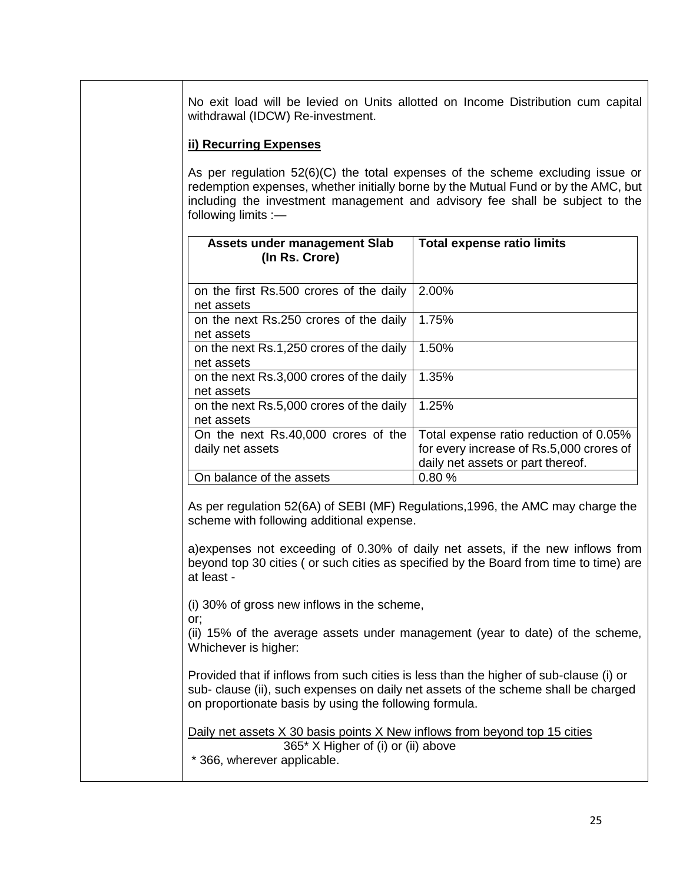No exit load will be levied on Units allotted on Income Distribution cum capital withdrawal (IDCW) Re-investment.

**ii) Recurring Expenses**

As per regulation 52(6)(C) the total expenses of the scheme excluding issue or redemption expenses, whether initially borne by the Mutual Fund or by the AMC, but including the investment management and advisory fee shall be subject to the following limits :—

| Assets under management Slab (In Rs. Crore) | Total expense ratio limits |
|---|---|
| on the first Rs.500 crores of the daily net assets | 2.00% |
| on the next Rs.250 crores of the daily net assets | 1.75% |
| on the next Rs.1,250 crores of the daily net assets | 1.50% |
| on the next Rs.3,000 crores of the daily net assets | 1.35% |
| on the next Rs.5,000 crores of the daily net assets | 1.25% |
| On the next Rs.40,000 crores of the daily net assets | Total expense ratio reduction of 0.05% for every increase of Rs.5,000 crores of daily net assets or part thereof. |
| On balance of the assets | 0.80 % |

As per regulation 52(6A) of SEBI (MF) Regulations,1996, the AMC may charge the scheme with following additional expense.

a)expenses not exceeding of 0.30% of daily net assets, if the new inflows from beyond top 30 cities ( or such cities as specified by the Board from time to time) are at least -

(i) 30% of gross new inflows in the scheme,
or;
(ii) 15% of the average assets under management (year to date) of the scheme, Whichever is higher:

Provided that if inflows from such cities is less than the higher of sub-clause (i) or sub- clause (ii), such expenses on daily net assets of the scheme shall be charged on proportionate basis by using the following formula.

$$\frac{\text{Daily net assets X 30 basis points X New inflows from beyond top 15 cities}}{\text{365* X Higher of (i) or (ii) above}}$$

\* 366, wherever applicable.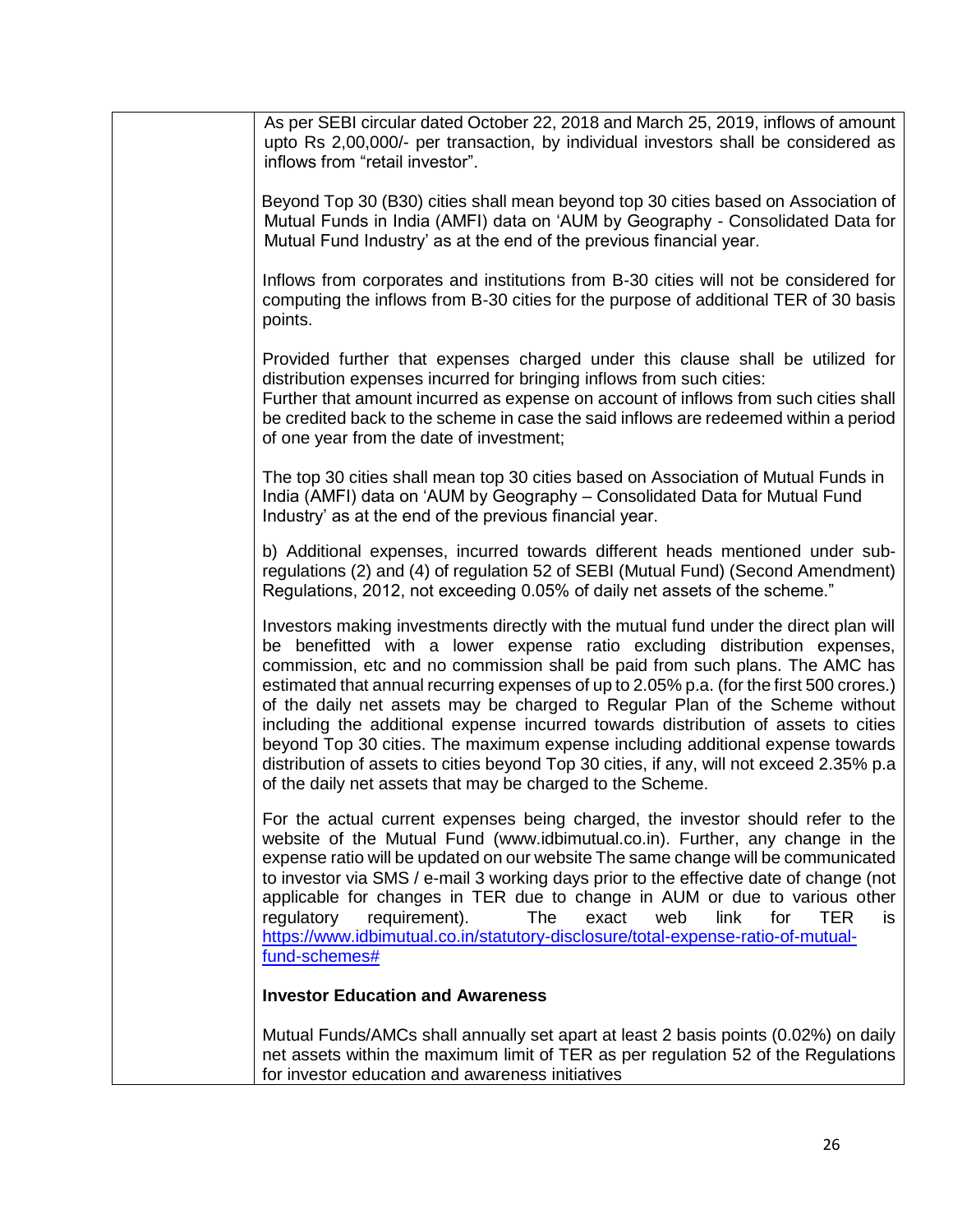As per SEBI circular dated October 22, 2018 and March 25, 2019, inflows of amount upto Rs 2,00,000/- per transaction, by individual investors shall be considered as inflows from "retail investor".

Beyond Top 30 (B30) cities shall mean beyond top 30 cities based on Association of Mutual Funds in India (AMFI) data on 'AUM by Geography - Consolidated Data for Mutual Fund Industry' as at the end of the previous financial year.

Inflows from corporates and institutions from B-30 cities will not be considered for computing the inflows from B-30 cities for the purpose of additional TER of 30 basis points.

Provided further that expenses charged under this clause shall be utilized for distribution expenses incurred for bringing inflows from such cities:
Further that amount incurred as expense on account of inflows from such cities shall be credited back to the scheme in case the said inflows are redeemed within a period of one year from the date of investment;

The top 30 cities shall mean top 30 cities based on Association of Mutual Funds in India (AMFI) data on 'AUM by Geography – Consolidated Data for Mutual Fund Industry' as at the end of the previous financial year.

b) Additional expenses, incurred towards different heads mentioned under sub-regulations (2) and (4) of regulation 52 of SEBI (Mutual Fund) (Second Amendment) Regulations, 2012, not exceeding 0.05% of daily net assets of the scheme."

Investors making investments directly with the mutual fund under the direct plan will be benefitted with a lower expense ratio excluding distribution expenses, commission, etc and no commission shall be paid from such plans. The AMC has estimated that annual recurring expenses of up to 2.05% p.a. (for the first 500 crores.) of the daily net assets may be charged to Regular Plan of the Scheme without including the additional expense incurred towards distribution of assets to cities beyond Top 30 cities. The maximum expense including additional expense towards distribution of assets to cities beyond Top 30 cities, if any, will not exceed 2.35% p.a of the daily net assets that may be charged to the Scheme.

For the actual current expenses being charged, the investor should refer to the website of the Mutual Fund (www.idbimutual.co.in). Further, any change in the expense ratio will be updated on our website The same change will be communicated to investor via SMS / e-mail 3 working days prior to the effective date of change (not applicable for changes in TER due to change in AUM or due to various other regulatory requirement). The exact web link for TER is https://www.idbimutual.co.in/statutory-disclosure/total-expense-ratio-of-mutual-fund-schemes#

**Investor Education and Awareness**

Mutual Funds/AMCs shall annually set apart at least 2 basis points (0.02%) on daily net assets within the maximum limit of TER as per regulation 52 of the Regulations for investor education and awareness initiatives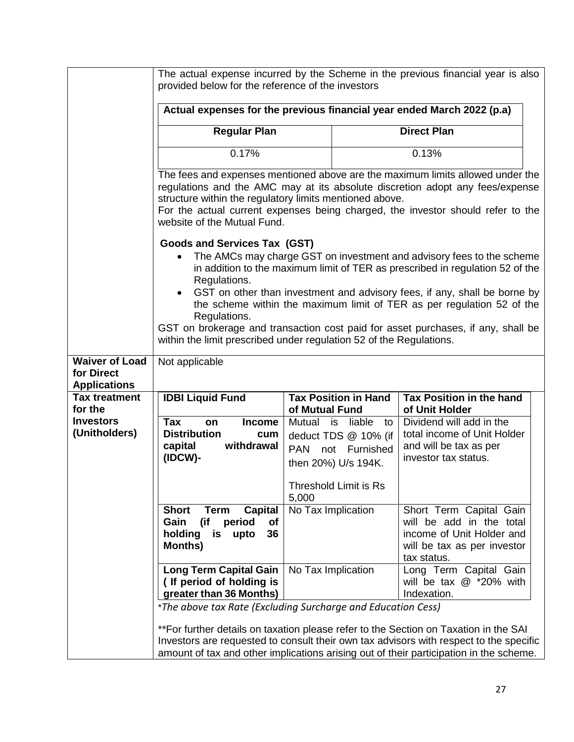| | |
|---|---|
| | The actual expense incurred by the Scheme in the previous financial year is also provided below for the reference of the investors |

**Actual expenses for the previous financial year ended March 2022 (p.a)**

| Regular Plan | Direct Plan |
|---|---|
| 0.17% | 0.13% |

The fees and expenses mentioned above are the maximum limits allowed under the regulations and the AMC may at its absolute discretion adopt any fees/expense structure within the regulatory limits mentioned above.
For the actual current expenses being charged, the investor should refer to the website of the Mutual Fund.

**Goods and Services Tax (GST)**

- The AMCs may charge GST on investment and advisory fees to the scheme in addition to the maximum limit of TER as prescribed in regulation 52 of the Regulations.
- GST on other than investment and advisory fees, if any, shall be borne by the scheme within the maximum limit of TER as per regulation 52 of the Regulations.

GST on brokerage and transaction cost paid for asset purchases, if any, shall be within the limit prescribed under regulation 52 of the Regulations.

| | |
|---|---|
| **Waiver of Load for Direct Applications** | Not applicable |

**Tax treatment for the Investors (Unitholders)**

| IDBI Liquid Fund | Tax Position in Hand of Mutual Fund | Tax Position in the hand of Unit Holder |
|---|---|---|
| **Tax on Income Distribution cum capital withdrawal (IDCW)-** | Mutual is liable to deduct TDS @ 10% (if PAN not Furnished then 20%) U/s 194K.<br><br>Threshold Limit is Rs 5,000 | Dividend will add in the total income of Unit Holder and will be tax as per investor tax status. |
| **Short Term Capital Gain (if period of holding is upto 36 Months)** | No Tax Implication | Short Term Capital Gain will be add in the total income of Unit Holder and will be tax as per investor tax status. |
| **Long Term Capital Gain ( If period of holding is greater than 36 Months)** | No Tax Implication | Long Term Capital Gain will be tax @ *20% with Indexation. |

*\*The above tax Rate (Excluding Surcharge and Education Cess)*

**For further details on taxation please refer to the Section on Taxation in the SAI
Investors are requested to consult their own tax advisors with respect to the specific amount of tax and other implications arising out of their participation in the scheme.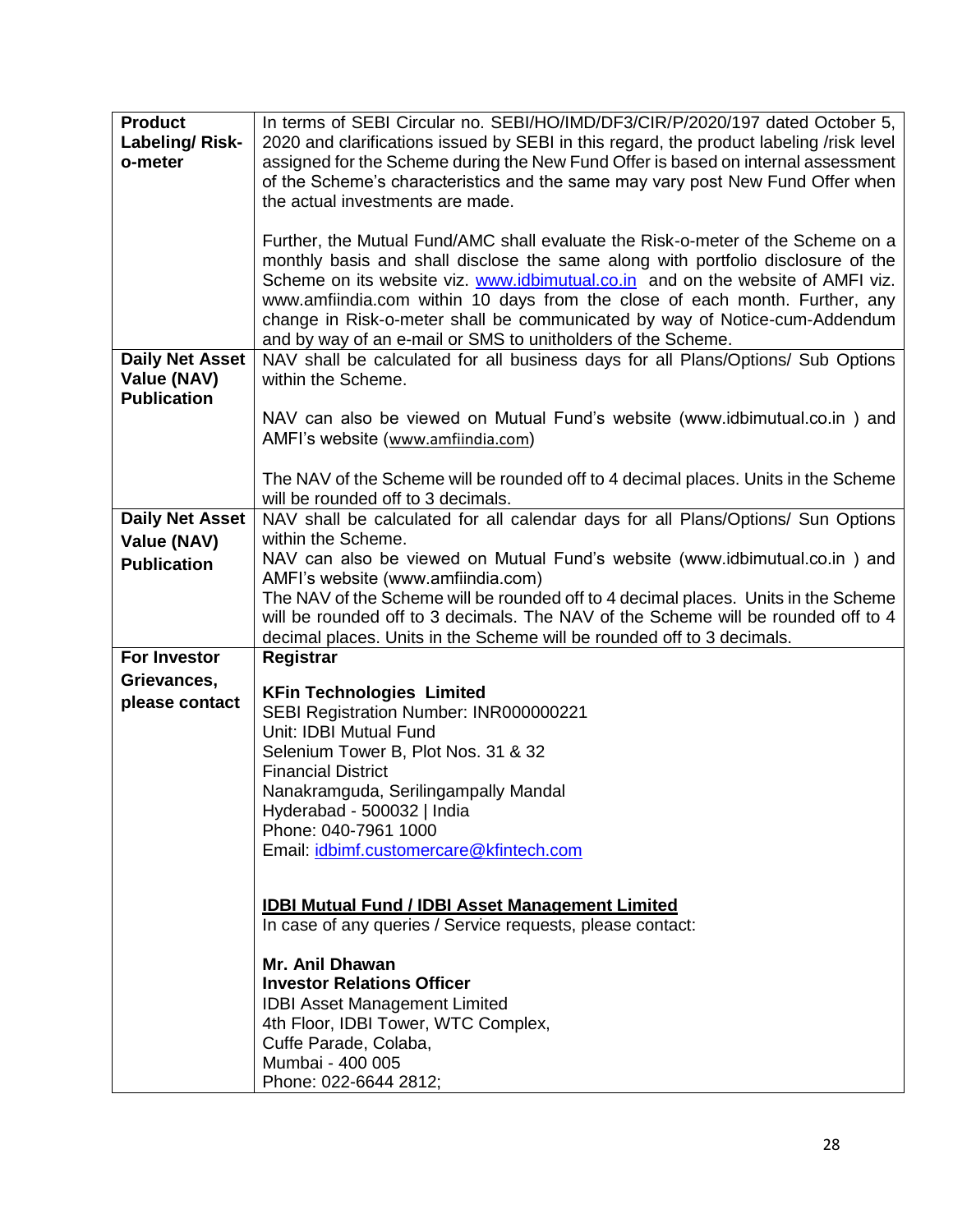| | |
|---|---|
| **Product Labeling/ Risk-o-meter** | In terms of SEBI Circular no. SEBI/HO/IMD/DF3/CIR/P/2020/197 dated October 5, 2020 and clarifications issued by SEBI in this regard, the product labeling /risk level assigned for the Scheme during the New Fund Offer is based on internal assessment of the Scheme's characteristics and the same may vary post New Fund Offer when the actual investments are made.<br><br>Further, the Mutual Fund/AMC shall evaluate the Risk-o-meter of the Scheme on a monthly basis and shall disclose the same along with portfolio disclosure of the Scheme on its website viz. [www.idbimutual.co.in](www.idbimutual.co.in) and on the website of AMFI viz. www.amfiindia.com within 10 days from the close of each month. Further, any change in Risk-o-meter shall be communicated by way of Notice-cum-Addendum and by way of an e-mail or SMS to unitholders of the Scheme. |
| **Daily Net Asset Value (NAV) Publication** | NAV shall be calculated for all business days for all Plans/Options/ Sub Options within the Scheme.<br><br>NAV can also be viewed on Mutual Fund's website (www.idbimutual.co.in ) and AMFI's website (www.amfiindia.com)<br><br>The NAV of the Scheme will be rounded off to 4 decimal places. Units in the Scheme will be rounded off to 3 decimals. |
| **Daily Net Asset Value (NAV) Publication** | NAV shall be calculated for all calendar days for all Plans/Options/ Sun Options within the Scheme.<br>NAV can also be viewed on Mutual Fund's website (www.idbimutual.co.in ) and AMFI's website (www.amfiindia.com)<br>The NAV of the Scheme will be rounded off to 4 decimal places. Units in the Scheme will be rounded off to 3 decimals. The NAV of the Scheme will be rounded off to 4 decimal places. Units in the Scheme will be rounded off to 3 decimals. |
| **For Investor Grievances, please contact** | **Registrar**<br><br>**KFin Technologies Limited**<br>SEBI Registration Number: INR000000221<br>Unit: IDBI Mutual Fund<br>Selenium Tower B, Plot Nos. 31 & 32<br>Financial District<br>Nanakramguda, Serilingampally Mandal<br>Hyderabad - 500032 \| India<br>Phone: 040-7961 1000<br>Email: [idbimf.customercare@kfintech.com](mailto:idbimf.customercare@kfintech.com)<br><br>**IDBI Mutual Fund / IDBI Asset Management Limited**<br>In case of any queries / Service requests, please contact:<br><br>**Mr. Anil Dhawan**<br>**Investor Relations Officer**<br>IDBI Asset Management Limited<br>4th Floor, IDBI Tower, WTC Complex,<br>Cuffe Parade, Colaba,<br>Mumbai - 400 005<br>Phone: 022-6644 2812; |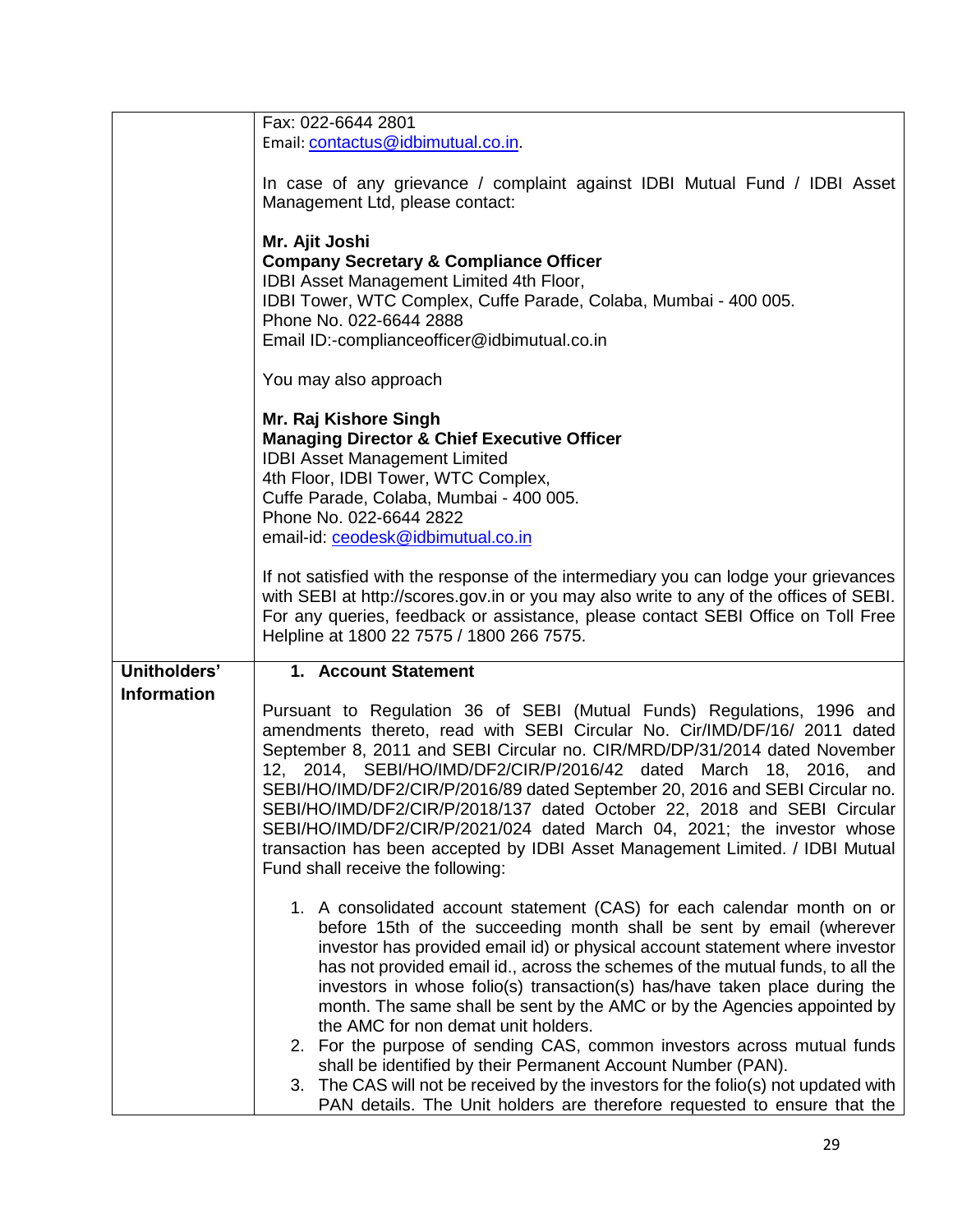| | |
|---|---|
| | Fax: 022-6644 2801<br>Email: contactus@idbimutual.co.in.<br><br>In case of any grievance / complaint against IDBI Mutual Fund / IDBI Asset Management Ltd, please contact:<br><br>**Mr. Ajit Joshi**<br>**Company Secretary & Compliance Officer**<br>IDBI Asset Management Limited 4th Floor,<br>IDBI Tower, WTC Complex, Cuffe Parade, Colaba, Mumbai - 400 005.<br>Phone No. 022-6644 2888<br>Email ID:-complianceofficer@idbimutual.co.in<br><br>You may also approach<br><br>**Mr. Raj Kishore Singh**<br>**Managing Director & Chief Executive Officer**<br>IDBI Asset Management Limited<br>4th Floor, IDBI Tower, WTC Complex,<br>Cuffe Parade, Colaba, Mumbai - 400 005.<br>Phone No. 022-6644 2822<br>email-id: ceodesk@idbimutual.co.in<br><br>If not satisfied with the response of the intermediary you can lodge your grievances with SEBI at http://scores.gov.in or you may also write to any of the offices of SEBI. For any queries, feedback or assistance, please contact SEBI Office on Toll Free Helpline at 1800 22 7575 / 1800 266 7575. |
| **Unitholders' Information** | **1. Account Statement**<br><br>Pursuant to Regulation 36 of SEBI (Mutual Funds) Regulations, 1996 and amendments thereto, read with SEBI Circular No. Cir/IMD/DF/16/ 2011 dated September 8, 2011 and SEBI Circular no. CIR/MRD/DP/31/2014 dated November 12, 2014, SEBI/HO/IMD/DF2/CIR/P/2016/42 dated March 18, 2016, and SEBI/HO/IMD/DF2/CIR/P/2016/89 dated September 20, 2016 and SEBI Circular no. SEBI/HO/IMD/DF2/CIR/P/2018/137 dated October 22, 2018 and SEBI Circular SEBI/HO/IMD/DF2/CIR/P/2021/024 dated March 04, 2021; the investor whose transaction has been accepted by IDBI Asset Management Limited. / IDBI Mutual Fund shall receive the following:<br><br>1. A consolidated account statement (CAS) for each calendar month on or before 15th of the succeeding month shall be sent by email (wherever investor has provided email id) or physical account statement where investor has not provided email id., across the schemes of the mutual funds, to all the investors in whose folio(s) transaction(s) has/have taken place during the month. The same shall be sent by the AMC or by the Agencies appointed by the AMC for non demat unit holders.<br>2. For the purpose of sending CAS, common investors across mutual funds shall be identified by their Permanent Account Number (PAN).<br>3. The CAS will not be received by the investors for the folio(s) not updated with PAN details. The Unit holders are therefore requested to ensure that the |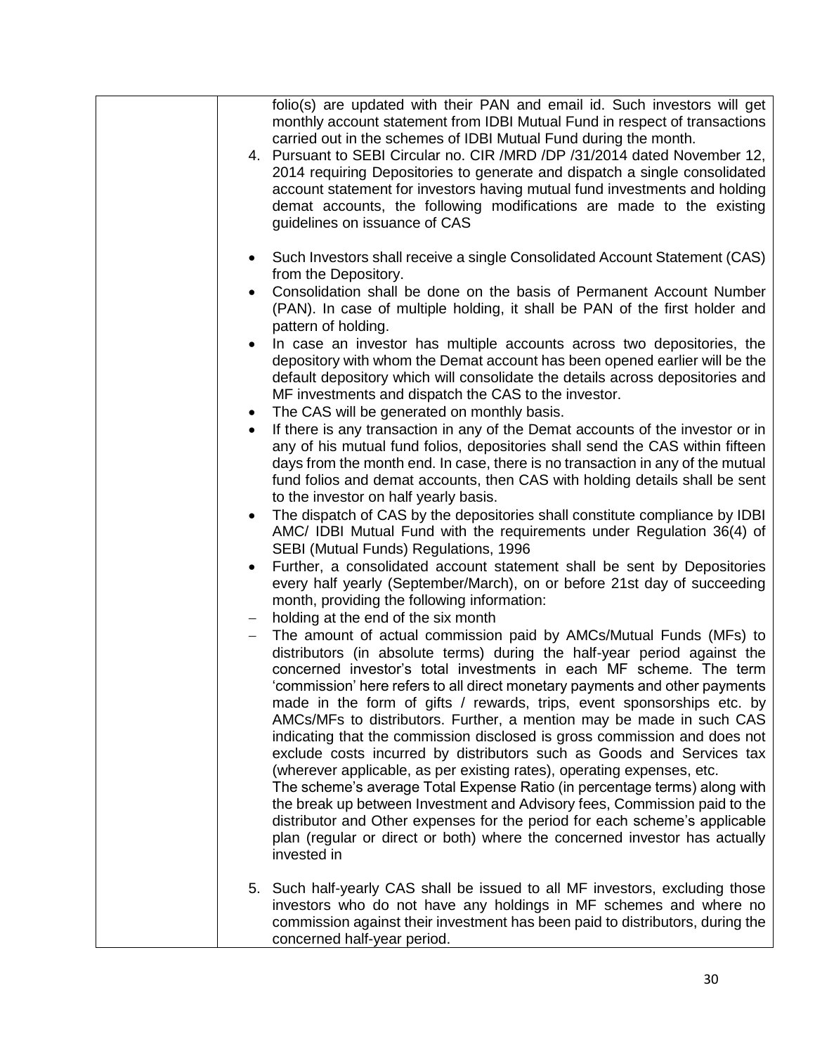| | folio(s) are updated with their PAN and email id. Such investors will get monthly account statement from IDBI Mutual Fund in respect of transactions carried out in the schemes of IDBI Mutual Fund during the month.<br>4. Pursuant to SEBI Circular no. CIR /MRD /DP /31/2014 dated November 12, 2014 requiring Depositories to generate and dispatch a single consolidated account statement for investors having mutual fund investments and holding demat accounts, the following modifications are made to the existing guidelines on issuance of CAS<br><br>• Such Investors shall receive a single Consolidated Account Statement (CAS) from the Depository.<br>• Consolidation shall be done on the basis of Permanent Account Number (PAN). In case of multiple holding, it shall be PAN of the first holder and pattern of holding.<br>• In case an investor has multiple accounts across two depositories, the depository with whom the Demat account has been opened earlier will be the default depository which will consolidate the details across depositories and MF investments and dispatch the CAS to the investor.<br>• The CAS will be generated on monthly basis.<br>• If there is any transaction in any of the Demat accounts of the investor or in any of his mutual fund folios, depositories shall send the CAS within fifteen days from the month end. In case, there is no transaction in any of the mutual fund folios and demat accounts, then CAS with holding details shall be sent to the investor on half yearly basis.<br>• The dispatch of CAS by the depositories shall constitute compliance by IDBI AMC/ IDBI Mutual Fund with the requirements under Regulation 36(4) of SEBI (Mutual Funds) Regulations, 1996<br>• Further, a consolidated account statement shall be sent by Depositories every half yearly (September/March), on or before 21st day of succeeding month, providing the following information:<br>– holding at the end of the six month<br>– The amount of actual commission paid by AMCs/Mutual Funds (MFs) to distributors (in absolute terms) during the half-year period against the concerned investor's total investments in each MF scheme. The term 'commission' here refers to all direct monetary payments and other payments made in the form of gifts / rewards, trips, event sponsorships etc. by AMCs/MFs to distributors. Further, a mention may be made in such CAS indicating that the commission disclosed is gross commission and does not exclude costs incurred by distributors such as Goods and Services tax (wherever applicable, as per existing rates), operating expenses, etc.<br>The scheme's average Total Expense Ratio (in percentage terms) along with the break up between Investment and Advisory fees, Commission paid to the distributor and Other expenses for the period for each scheme's applicable plan (regular or direct or both) where the concerned investor has actually invested in<br><br>5. Such half-yearly CAS shall be issued to all MF investors, excluding those investors who do not have any holdings in MF schemes and where no commission against their investment has been paid to distributors, during the concerned half-year period. |
|---|---|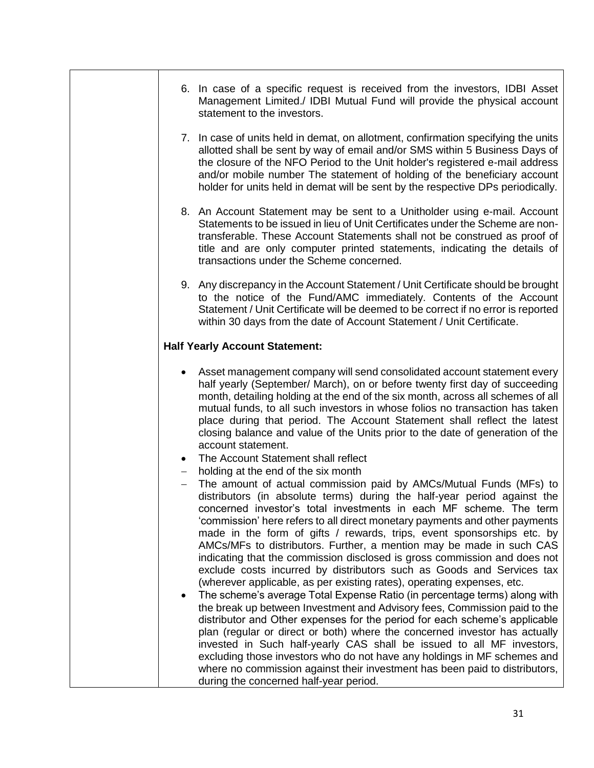6. In case of a specific request is received from the investors, IDBI Asset Management Limited./ IDBI Mutual Fund will provide the physical account statement to the investors.

7. In case of units held in demat, on allotment, confirmation specifying the units allotted shall be sent by way of email and/or SMS within 5 Business Days of the closure of the NFO Period to the Unit holder's registered e-mail address and/or mobile number The statement of holding of the beneficiary account holder for units held in demat will be sent by the respective DPs periodically.

8. An Account Statement may be sent to a Unitholder using e-mail. Account Statements to be issued in lieu of Unit Certificates under the Scheme are non-transferable. These Account Statements shall not be construed as proof of title and are only computer printed statements, indicating the details of transactions under the Scheme concerned.

9. Any discrepancy in the Account Statement / Unit Certificate should be brought to the notice of the Fund/AMC immediately. Contents of the Account Statement / Unit Certificate will be deemed to be correct if no error is reported within 30 days from the date of Account Statement / Unit Certificate.

**Half Yearly Account Statement:**

- Asset management company will send consolidated account statement every half yearly (September/ March), on or before twenty first day of succeeding month, detailing holding at the end of the six month, across all schemes of all mutual funds, to all such investors in whose folios no transaction has taken place during that period. The Account Statement shall reflect the latest closing balance and value of the Units prior to the date of generation of the account statement.
- The Account Statement shall reflect
  - holding at the end of the six month
  - The amount of actual commission paid by AMCs/Mutual Funds (MFs) to distributors (in absolute terms) during the half-year period against the concerned investor's total investments in each MF scheme. The term 'commission' here refers to all direct monetary payments and other payments made in the form of gifts / rewards, trips, event sponsorships etc. by AMCs/MFs to distributors. Further, a mention may be made in such CAS indicating that the commission disclosed is gross commission and does not exclude costs incurred by distributors such as Goods and Services tax (wherever applicable, as per existing rates), operating expenses, etc.
- The scheme's average Total Expense Ratio (in percentage terms) along with the break up between Investment and Advisory fees, Commission paid to the distributor and Other expenses for the period for each scheme's applicable plan (regular or direct or both) where the concerned investor has actually invested in Such half-yearly CAS shall be issued to all MF investors, excluding those investors who do not have any holdings in MF schemes and where no commission against their investment has been paid to distributors, during the concerned half-year period.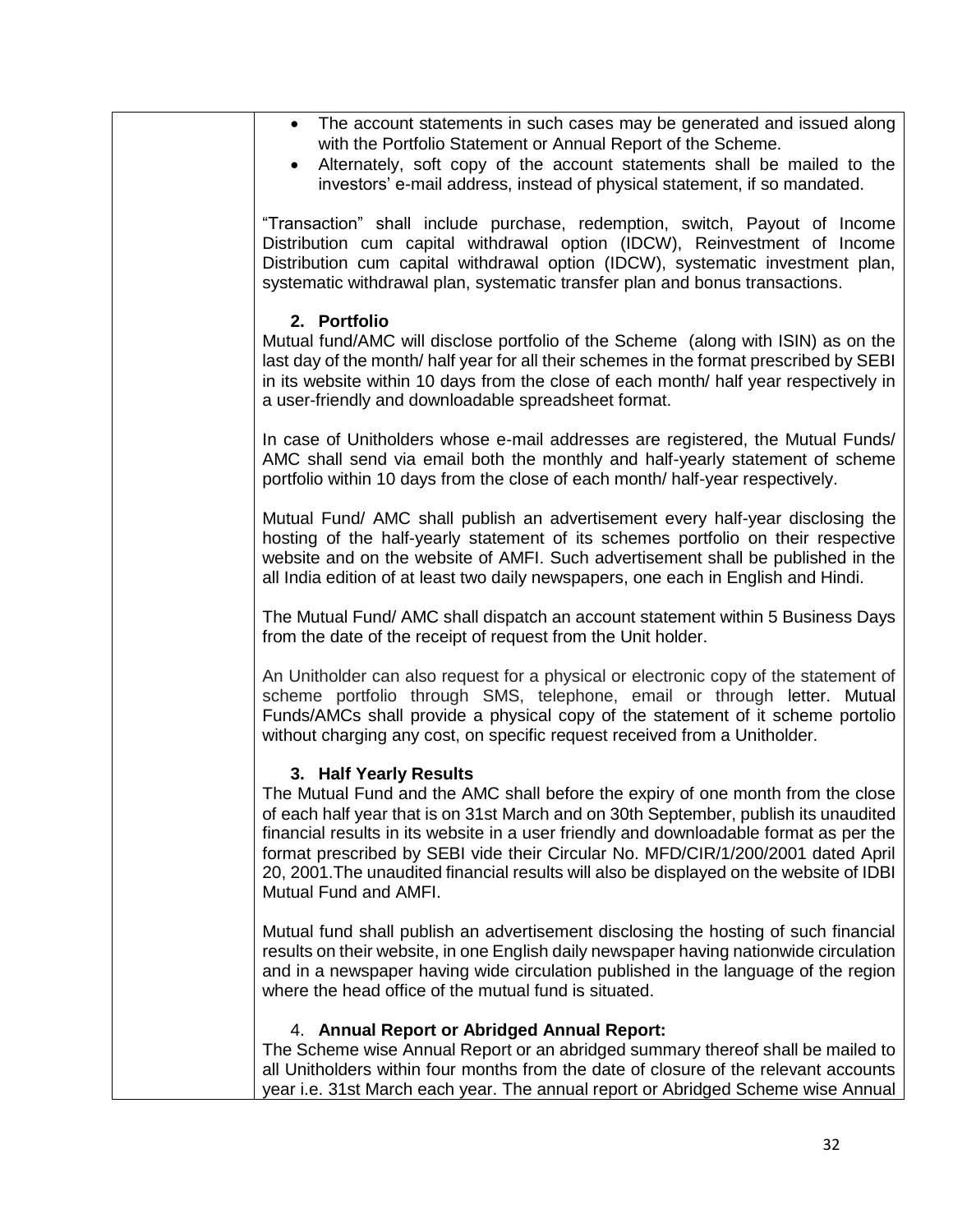- The account statements in such cases may be generated and issued along with the Portfolio Statement or Annual Report of the Scheme.
- Alternately, soft copy of the account statements shall be mailed to the investors' e-mail address, instead of physical statement, if so mandated.

"Transaction" shall include purchase, redemption, switch, Payout of Income Distribution cum capital withdrawal option (IDCW), Reinvestment of Income Distribution cum capital withdrawal option (IDCW), systematic investment plan, systematic withdrawal plan, systematic transfer plan and bonus transactions.

**2. Portfolio**

Mutual fund/AMC will disclose portfolio of the Scheme (along with ISIN) as on the last day of the month/ half year for all their schemes in the format prescribed by SEBI in its website within 10 days from the close of each month/ half year respectively in a user-friendly and downloadable spreadsheet format.

In case of Unitholders whose e-mail addresses are registered, the Mutual Funds/ AMC shall send via email both the monthly and half-yearly statement of scheme portfolio within 10 days from the close of each month/ half-year respectively.

Mutual Fund/ AMC shall publish an advertisement every half-year disclosing the hosting of the half-yearly statement of its schemes portfolio on their respective website and on the website of AMFI. Such advertisement shall be published in the all India edition of at least two daily newspapers, one each in English and Hindi.

The Mutual Fund/ AMC shall dispatch an account statement within 5 Business Days from the date of the receipt of request from the Unit holder.

An Unitholder can also request for a physical or electronic copy of the statement of scheme portfolio through SMS, telephone, email or through letter. Mutual Funds/AMCs shall provide a physical copy of the statement of it scheme portolio without charging any cost, on specific request received from a Unitholder.

**3. Half Yearly Results**

The Mutual Fund and the AMC shall before the expiry of one month from the close of each half year that is on 31st March and on 30th September, publish its unaudited financial results in its website in a user friendly and downloadable format as per the format prescribed by SEBI vide their Circular No. MFD/CIR/1/200/2001 dated April 20, 2001.The unaudited financial results will also be displayed on the website of IDBI Mutual Fund and AMFI.

Mutual fund shall publish an advertisement disclosing the hosting of such financial results on their website, in one English daily newspaper having nationwide circulation and in a newspaper having wide circulation published in the language of the region where the head office of the mutual fund is situated.

4. **Annual Report or Abridged Annual Report:**

The Scheme wise Annual Report or an abridged summary thereof shall be mailed to all Unitholders within four months from the date of closure of the relevant accounts year i.e. 31st March each year. The annual report or Abridged Scheme wise Annual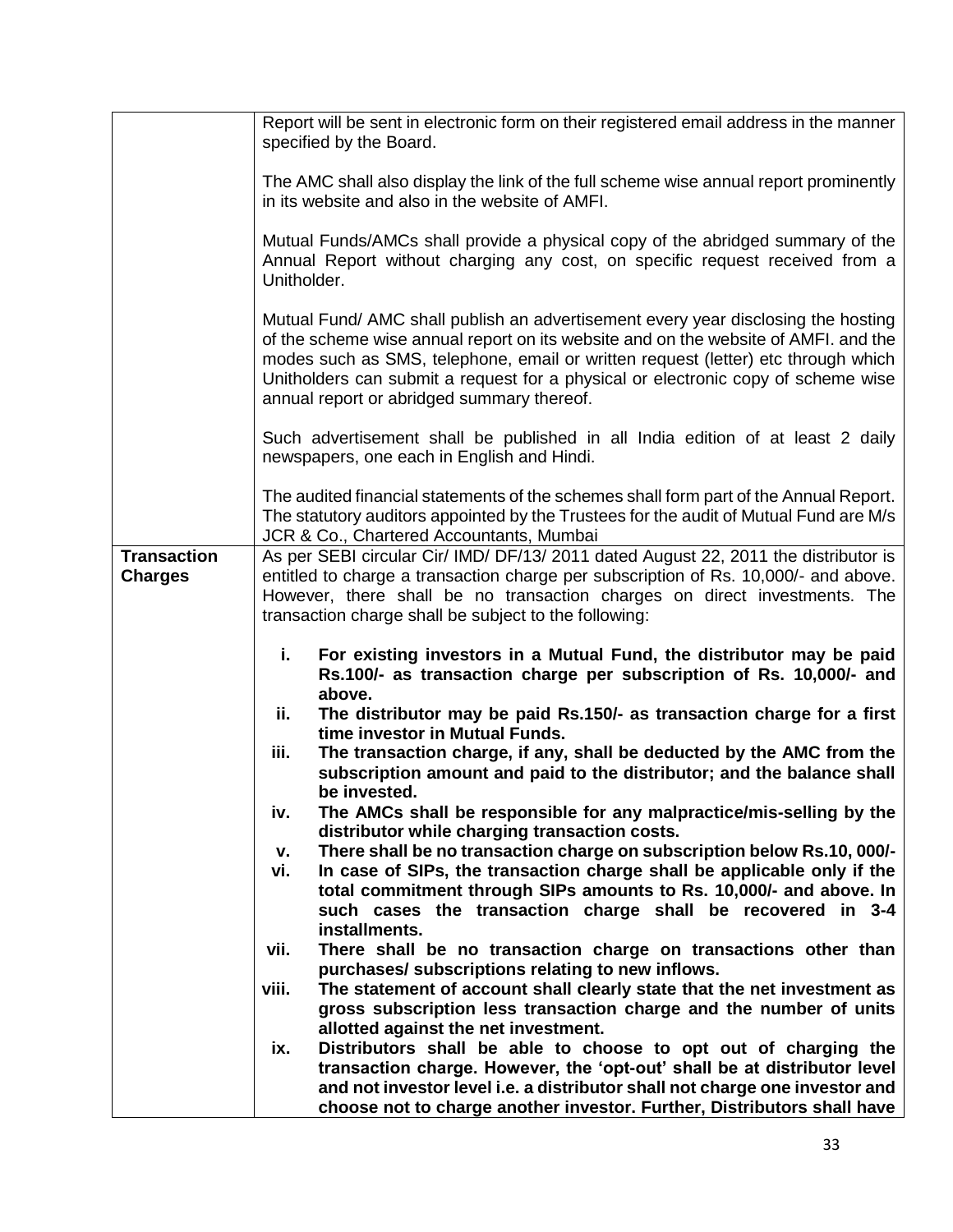| | |
|---|---|
| | Report will be sent in electronic form on their registered email address in the manner specified by the Board.<br><br>The AMC shall also display the link of the full scheme wise annual report prominently in its website and also in the website of AMFI.<br><br>Mutual Funds/AMCs shall provide a physical copy of the abridged summary of the Annual Report without charging any cost, on specific request received from a Unitholder.<br><br>Mutual Fund/ AMC shall publish an advertisement every year disclosing the hosting of the scheme wise annual report on its website and on the website of AMFI. and the modes such as SMS, telephone, email or written request (letter) etc through which Unitholders can submit a request for a physical or electronic copy of scheme wise annual report or abridged summary thereof.<br><br>Such advertisement shall be published in all India edition of at least 2 daily newspapers, one each in English and Hindi.<br><br>The audited financial statements of the schemes shall form part of the Annual Report. The statutory auditors appointed by the Trustees for the audit of Mutual Fund are M/s JCR & Co., Chartered Accountants, Mumbai |
| **Transaction Charges** | As per SEBI circular Cir/ IMD/ DF/13/ 2011 dated August 22, 2011 the distributor is entitled to charge a transaction charge per subscription of Rs. 10,000/- and above. However, there shall be no transaction charges on direct investments. The transaction charge shall be subject to the following:<br><br>**i. For existing investors in a Mutual Fund, the distributor may be paid Rs.100/- as transaction charge per subscription of Rs. 10,000/- and above.**<br>**ii. The distributor may be paid Rs.150/- as transaction charge for a first time investor in Mutual Funds.**<br>**iii. The transaction charge, if any, shall be deducted by the AMC from the subscription amount and paid to the distributor; and the balance shall be invested.**<br>**iv. The AMCs shall be responsible for any malpractice/mis-selling by the distributor while charging transaction costs.**<br>**v. There shall be no transaction charge on subscription below Rs.10, 000/-**<br>**vi. In case of SIPs, the transaction charge shall be applicable only if the total commitment through SIPs amounts to Rs. 10,000/- and above. In such cases the transaction charge shall be recovered in 3-4 installments.**<br>**vii. There shall be no transaction charge on transactions other than purchases/ subscriptions relating to new inflows.**<br>**viii. The statement of account shall clearly state that the net investment as gross subscription less transaction charge and the number of units allotted against the net investment.**<br>**ix. Distributors shall be able to choose to opt out of charging the transaction charge. However, the 'opt-out' shall be at distributor level and not investor level i.e. a distributor shall not charge one investor and choose not to charge another investor. Further, Distributors shall have** |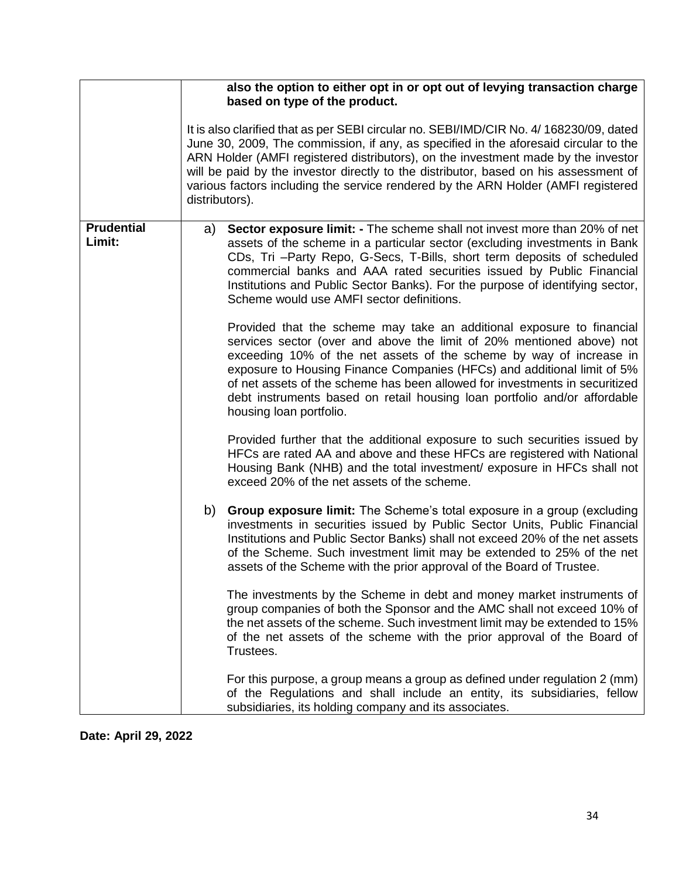| | |
|---|---|
| | **also the option to either opt in or opt out of levying transaction charge based on type of the product.**<br><br>It is also clarified that as per SEBI circular no. SEBI/IMD/CIR No. 4/ 168230/09, dated June 30, 2009, The commission, if any, as specified in the aforesaid circular to the ARN Holder (AMFI registered distributors), on the investment made by the investor will be paid by the investor directly to the distributor, based on his assessment of various factors including the service rendered by the ARN Holder (AMFI registered distributors). |
| **Prudential Limit:** | a) **Sector exposure limit: -** The scheme shall not invest more than 20% of net assets of the scheme in a particular sector (excluding investments in Bank CDs, Tri –Party Repo, G-Secs, T-Bills, short term deposits of scheduled commercial banks and AAA rated securities issued by Public Financial Institutions and Public Sector Banks). For the purpose of identifying sector, Scheme would use AMFI sector definitions.<br><br>Provided that the scheme may take an additional exposure to financial services sector (over and above the limit of 20% mentioned above) not exceeding 10% of the net assets of the scheme by way of increase in exposure to Housing Finance Companies (HFCs) and additional limit of 5% of net assets of the scheme has been allowed for investments in securitized debt instruments based on retail housing loan portfolio and/or affordable housing loan portfolio.<br><br>Provided further that the additional exposure to such securities issued by HFCs are rated AA and above and these HFCs are registered with National Housing Bank (NHB) and the total investment/ exposure in HFCs shall not exceed 20% of the net assets of the scheme.<br><br>b) **Group exposure limit:** The Scheme's total exposure in a group (excluding investments in securities issued by Public Sector Units, Public Financial Institutions and Public Sector Banks) shall not exceed 20% of the net assets of the Scheme. Such investment limit may be extended to 25% of the net assets of the Scheme with the prior approval of the Board of Trustee.<br><br>The investments by the Scheme in debt and money market instruments of group companies of both the Sponsor and the AMC shall not exceed 10% of the net assets of the scheme. Such investment limit may be extended to 15% of the net assets of the scheme with the prior approval of the Board of Trustees.<br><br>For this purpose, a group means a group as defined under regulation 2 (mm) of the Regulations and shall include an entity, its subsidiaries, fellow subsidiaries, its holding company and its associates. |

**Date: April 29, 2022**